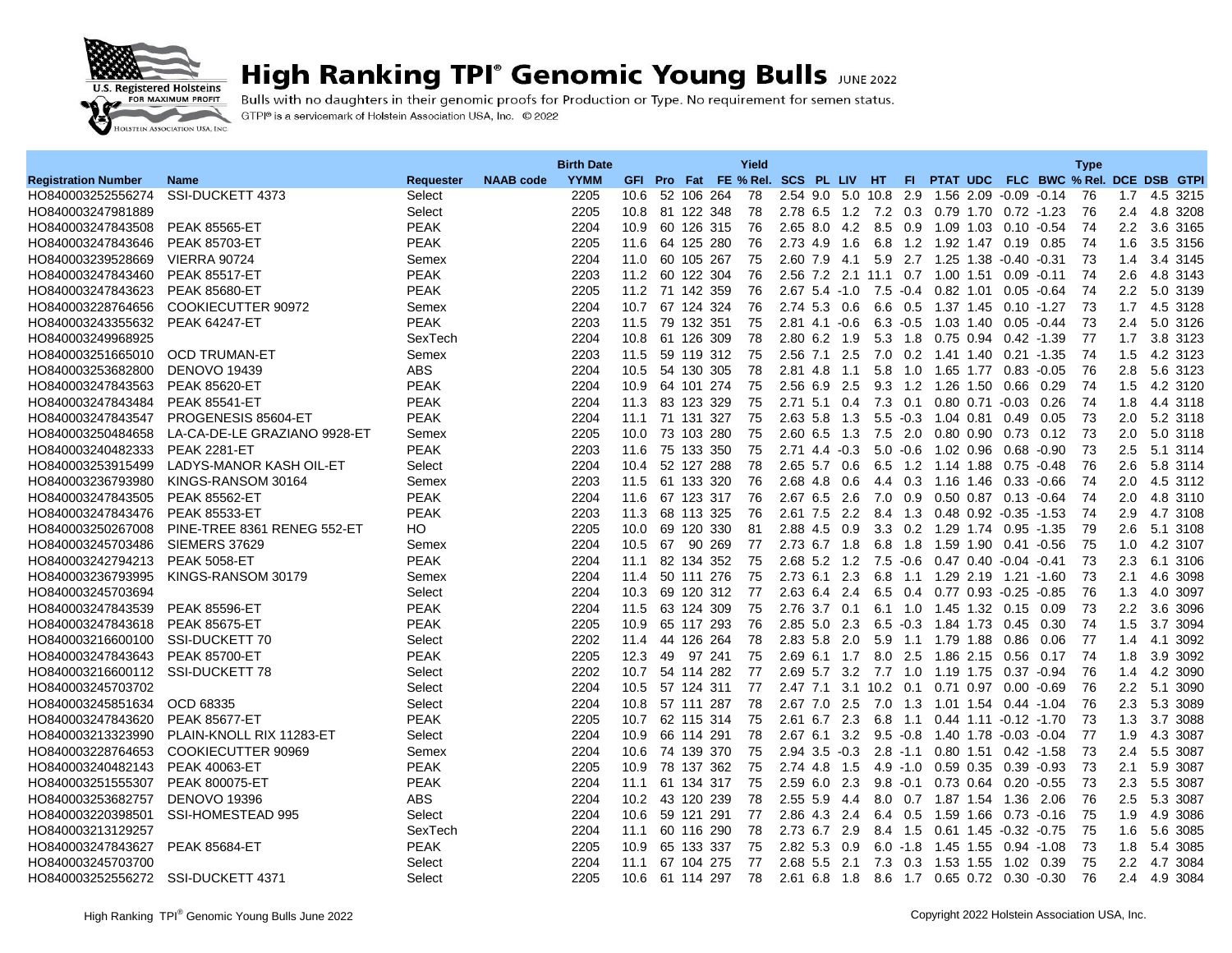# High Ranking TPI® Genomic Young Bulls JUNE 2022

Bulls with no daughters in their genomic proofs for Production or Type. No requirement for semen status.

GTPI® is a servicemark of Holstein Association USA, Inc. © 2022

| Registration Number | Name | Requester | NAAB code | Birth Date YYMM | GFI | Pro | Fat | FE | Yield % Rel. | SCS | PL | LIV | HT | FI | PTAT | UDC | FLC | BWC | Type % Rel. | DCE | DSB | GTPI |
|---|---|---|---|---|---|---|---|---|---|---|---|---|---|---|---|---|---|---|---|---|---|---|
| HO840003252556274 | SSI-DUCKETT 4373 | Select | | 2205 | 10.6 | 52 | 106 | 264 | 78 | 2.54 | 9.0 | 5.0 | 10.8 | 2.9 | 1.56 | 2.09 | -0.09 | -0.14 | 76 | 1.7 | 4.5 | 3215 |
| HO840003247981889 | | Select | | 2205 | 10.8 | 81 | 122 | 348 | 78 | 2.78 | 6.5 | 1.2 | 7.2 | 0.3 | 0.79 | 1.70 | 0.72 | -1.23 | 76 | 2.4 | 4.8 | 3208 |
| HO840003247843508 | PEAK 85565-ET | PEAK | | 2204 | 10.9 | 60 | 126 | 315 | 76 | 2.65 | 8.0 | 4.2 | 8.5 | 0.9 | 1.09 | 1.03 | 0.10 | -0.54 | 74 | 2.2 | 3.6 | 3165 |
| HO840003247843646 | PEAK 85703-ET | PEAK | | 2205 | 11.6 | 64 | 125 | 280 | 76 | 2.73 | 4.9 | 1.6 | 6.8 | 1.2 | 1.92 | 1.47 | 0.19 | 0.85 | 74 | 1.6 | 3.5 | 3156 |
| HO840003239528669 | VIERRA 90724 | Semex | | 2204 | 11.0 | 60 | 105 | 267 | 75 | 2.60 | 7.9 | 4.1 | 5.9 | 2.7 | 1.25 | 1.38 | -0.40 | -0.31 | 73 | 1.4 | 3.4 | 3145 |
| HO840003247843460 | PEAK 85517-ET | PEAK | | 2203 | 11.2 | 60 | 122 | 304 | 76 | 2.56 | 7.2 | 2.1 | 11.1 | 0.7 | 1.00 | 1.51 | 0.09 | -0.11 | 74 | 2.6 | 4.8 | 3143 |
| HO840003247843623 | PEAK 85680-ET | PEAK | | 2205 | 11.2 | 71 | 142 | 359 | 76 | 2.67 | 5.4 | -1.0 | 7.5 | -0.4 | 0.82 | 1.01 | 0.05 | -0.64 | 74 | 2.2 | 5.0 | 3139 |
| HO840003228764656 | COOKIECUTTER 90972 | Semex | | 2204 | 10.7 | 67 | 124 | 324 | 76 | 2.74 | 5.3 | 0.6 | 6.6 | 0.5 | 1.37 | 1.45 | 0.10 | -1.27 | 73 | 1.7 | 4.5 | 3128 |
| HO840003243355632 | PEAK 64247-ET | PEAK | | 2203 | 11.5 | 79 | 132 | 351 | 75 | 2.81 | 4.1 | -0.6 | 6.3 | -0.5 | 1.03 | 1.40 | 0.05 | -0.44 | 73 | 2.4 | 5.0 | 3126 |
| HO840003249968925 | | SexTech | | 2204 | 10.8 | 61 | 126 | 309 | 78 | 2.80 | 6.2 | 1.9 | 5.3 | 1.8 | 0.75 | 0.94 | 0.42 | -1.39 | 77 | 1.7 | 3.8 | 3123 |
| HO840003251665010 | OCD TRUMAN-ET | Semex | | 2203 | 11.5 | 59 | 119 | 312 | 75 | 2.56 | 7.1 | 2.5 | 7.0 | 0.2 | 1.41 | 1.40 | 0.21 | -1.35 | 74 | 1.5 | 4.2 | 3123 |
| HO840003253682800 | DENOVO 19439 | ABS | | 2204 | 10.5 | 54 | 130 | 305 | 78 | 2.81 | 4.8 | 1.1 | 5.8 | 1.0 | 1.65 | 1.77 | 0.83 | -0.05 | 76 | 2.8 | 5.6 | 3123 |
| HO840003247843563 | PEAK 85620-ET | PEAK | | 2204 | 10.9 | 64 | 101 | 274 | 75 | 2.56 | 6.9 | 2.5 | 9.3 | 1.2 | 1.26 | 1.50 | 0.66 | 0.29 | 74 | 1.5 | 4.2 | 3120 |
| HO840003247843484 | PEAK 85541-ET | PEAK | | 2204 | 11.3 | 83 | 123 | 329 | 75 | 2.71 | 5.1 | 0.4 | 7.3 | 0.1 | 0.80 | 0.71 | -0.03 | 0.26 | 74 | 1.8 | 4.4 | 3118 |
| HO840003247843547 | PROGENESIS 85604-ET | PEAK | | 2204 | 11.1 | 71 | 131 | 327 | 75 | 2.63 | 5.8 | 1.3 | 5.5 | -0.3 | 1.04 | 0.81 | 0.49 | 0.05 | 73 | 2.0 | 5.2 | 3118 |
| HO840003250484658 | LA-CA-DE-LE GRAZIANO 9928-ET | Semex | | 2205 | 10.0 | 73 | 103 | 280 | 75 | 2.60 | 6.5 | 1.3 | 7.5 | 2.0 | 0.80 | 0.90 | 0.73 | 0.12 | 73 | 2.0 | 5.0 | 3118 |
| HO840003240482333 | PEAK 2281-ET | PEAK | | 2203 | 11.6 | 75 | 133 | 350 | 75 | 2.71 | 4.4 | -0.3 | 5.0 | -0.6 | 1.02 | 0.96 | 0.68 | -0.90 | 73 | 2.5 | 5.1 | 3114 |
| HO840003253915499 | LADYS-MANOR KASH OIL-ET | Select | | 2204 | 10.4 | 52 | 127 | 288 | 78 | 2.65 | 5.7 | 0.6 | 6.5 | 1.2 | 1.14 | 1.88 | 0.75 | -0.48 | 76 | 2.6 | 5.8 | 3114 |
| HO840003236793980 | KINGS-RANSOM 30164 | Semex | | 2203 | 11.5 | 61 | 133 | 320 | 76 | 2.68 | 4.8 | 0.6 | 4.4 | 0.3 | 1.16 | 1.46 | 0.33 | -0.66 | 74 | 2.0 | 4.5 | 3112 |
| HO840003247843505 | PEAK 85562-ET | PEAK | | 2204 | 11.6 | 67 | 123 | 317 | 76 | 2.67 | 6.5 | 2.6 | 7.0 | 0.9 | 0.50 | 0.87 | 0.13 | -0.64 | 74 | 2.0 | 4.8 | 3110 |
| HO840003247843476 | PEAK 85533-ET | PEAK | | 2203 | 11.3 | 68 | 113 | 325 | 76 | 2.61 | 7.5 | 2.2 | 8.4 | 1.3 | 0.48 | 0.92 | -0.35 | -1.53 | 74 | 2.9 | 4.7 | 3108 |
| HO840003250267008 | PINE-TREE 8361 RENEG 552-ET | HO | | 2205 | 10.0 | 69 | 120 | 330 | 81 | 2.88 | 4.5 | 0.9 | 3.3 | 0.2 | 1.29 | 1.74 | 0.95 | -1.35 | 79 | 2.6 | 5.1 | 3108 |
| HO840003245703486 | SIEMERS 37629 | Semex | | 2204 | 10.5 | 67 | 90 | 269 | 77 | 2.73 | 6.7 | 1.8 | 6.8 | 1.8 | 1.59 | 1.90 | 0.41 | -0.56 | 75 | 1.0 | 4.2 | 3107 |
| HO840003242794213 | PEAK 5058-ET | PEAK | | 2204 | 11.1 | 82 | 134 | 352 | 75 | 2.68 | 5.2 | 1.2 | 7.5 | -0.6 | 0.47 | 0.40 | -0.04 | -0.41 | 73 | 2.3 | 6.1 | 3106 |
| HO840003236793995 | KINGS-RANSOM 30179 | Semex | | 2204 | 11.4 | 50 | 111 | 276 | 75 | 2.73 | 6.1 | 2.3 | 6.8 | 1.1 | 1.29 | 2.19 | 1.21 | -1.60 | 73 | 2.1 | 4.6 | 3098 |
| HO840003245703694 | | Select | | 2204 | 10.3 | 69 | 120 | 312 | 77 | 2.63 | 6.4 | 2.4 | 6.5 | 0.4 | 0.77 | 0.93 | -0.25 | -0.85 | 76 | 1.3 | 4.0 | 3097 |
| HO840003247843539 | PEAK 85596-ET | PEAK | | 2204 | 11.5 | 63 | 124 | 309 | 75 | 2.76 | 3.7 | 0.1 | 6.1 | 1.0 | 1.45 | 1.32 | 0.15 | 0.09 | 73 | 2.2 | 3.6 | 3096 |
| HO840003247843618 | PEAK 85675-ET | PEAK | | 2205 | 10.9 | 65 | 117 | 293 | 76 | 2.85 | 5.0 | 2.3 | 6.5 | -0.3 | 1.84 | 1.73 | 0.45 | 0.30 | 74 | 1.5 | 3.7 | 3094 |
| HO840003216600100 | SSI-DUCKETT 70 | Select | | 2202 | 11.4 | 44 | 126 | 264 | 78 | 2.83 | 5.8 | 2.0 | 5.9 | 1.1 | 1.79 | 1.88 | 0.86 | 0.06 | 77 | 1.4 | 4.1 | 3092 |
| HO840003247843643 | PEAK 85700-ET | PEAK | | 2205 | 12.3 | 49 | 97 | 241 | 75 | 2.69 | 6.1 | 1.7 | 8.0 | 2.5 | 1.86 | 2.15 | 0.56 | 0.17 | 74 | 1.8 | 3.9 | 3092 |
| HO840003216600112 | SSI-DUCKETT 78 | Select | | 2202 | 10.7 | 54 | 114 | 282 | 77 | 2.69 | 5.7 | 3.2 | 7.7 | 1.0 | 1.19 | 1.75 | 0.37 | -0.94 | 76 | 1.4 | 4.2 | 3090 |
| HO840003245703702 | | Select | | 2204 | 10.5 | 57 | 124 | 311 | 77 | 2.47 | 7.1 | 3.1 | 10.2 | 0.1 | 0.71 | 0.97 | 0.00 | -0.69 | 76 | 2.2 | 5.1 | 3090 |
| HO840003245851634 | OCD 68335 | Select | | 2204 | 10.8 | 57 | 111 | 287 | 78 | 2.67 | 7.0 | 2.5 | 7.0 | 1.3 | 1.01 | 1.54 | 0.44 | -1.04 | 76 | 2.3 | 5.3 | 3089 |
| HO840003247843620 | PEAK 85677-ET | PEAK | | 2205 | 10.7 | 62 | 115 | 314 | 75 | 2.61 | 6.7 | 2.3 | 6.8 | 1.1 | 0.44 | 1.11 | -0.12 | -1.70 | 73 | 1.3 | 3.7 | 3088 |
| HO840003213323990 | PLAIN-KNOLL RIX 11283-ET | Select | | 2204 | 10.9 | 66 | 114 | 291 | 78 | 2.67 | 6.1 | 3.2 | 9.5 | -0.8 | 1.40 | 1.78 | -0.03 | -0.04 | 77 | 1.9 | 4.3 | 3087 |
| HO840003228764653 | COOKIECUTTER 90969 | Semex | | 2204 | 10.6 | 74 | 139 | 370 | 75 | 2.94 | 3.5 | -0.3 | 2.8 | -1.1 | 0.80 | 1.51 | 0.42 | -1.58 | 73 | 2.4 | 5.5 | 3087 |
| HO840003240482143 | PEAK 40063-ET | PEAK | | 2205 | 10.9 | 78 | 137 | 362 | 75 | 2.74 | 4.8 | 1.5 | 4.9 | -1.0 | 0.59 | 0.35 | 0.39 | -0.93 | 73 | 2.1 | 5.9 | 3087 |
| HO840003251555307 | PEAK 800075-ET | PEAK | | 2204 | 11.1 | 61 | 134 | 317 | 75 | 2.59 | 6.0 | 2.3 | 9.8 | -0.1 | 0.73 | 0.64 | 0.20 | -0.55 | 73 | 2.3 | 5.5 | 3087 |
| HO840003253682757 | DENOVO 19396 | ABS | | 2204 | 10.2 | 43 | 120 | 239 | 78 | 2.55 | 5.9 | 4.4 | 8.0 | 0.7 | 1.87 | 1.54 | 1.36 | 2.06 | 76 | 2.5 | 5.3 | 3087 |
| HO840003220398501 | SSI-HOMESTEAD 995 | Select | | 2204 | 10.6 | 59 | 121 | 291 | 77 | 2.86 | 4.3 | 2.4 | 6.4 | 0.5 | 1.59 | 1.66 | 0.73 | -0.16 | 75 | 1.9 | 4.9 | 3086 |
| HO840003213129257 | | SexTech | | 2204 | 11.1 | 60 | 116 | 290 | 78 | 2.73 | 6.7 | 2.9 | 8.4 | 1.5 | 0.61 | 1.45 | -0.32 | -0.75 | 76 | 1.6 | 5.6 | 3085 |
| HO840003247843627 | PEAK 85684-ET | PEAK | | 2205 | 10.9 | 65 | 133 | 337 | 75 | 2.82 | 5.3 | 0.9 | 6.0 | -1.8 | 1.45 | 1.55 | 0.94 | -1.08 | 73 | 1.8 | 5.4 | 3085 |
| HO840003245703700 | | Select | | 2204 | 11.1 | 67 | 104 | 275 | 77 | 2.68 | 5.5 | 2.1 | 7.3 | 0.3 | 1.53 | 1.55 | 1.02 | 0.39 | 75 | 2.2 | 4.7 | 3084 |
| HO840003252556272 | SSI-DUCKETT 4371 | Select | | 2205 | 10.6 | 61 | 114 | 297 | 78 | 2.61 | 6.8 | 1.8 | 8.6 | 1.7 | 0.65 | 0.72 | 0.30 | -0.30 | 76 | 2.4 | 4.9 | 3084 |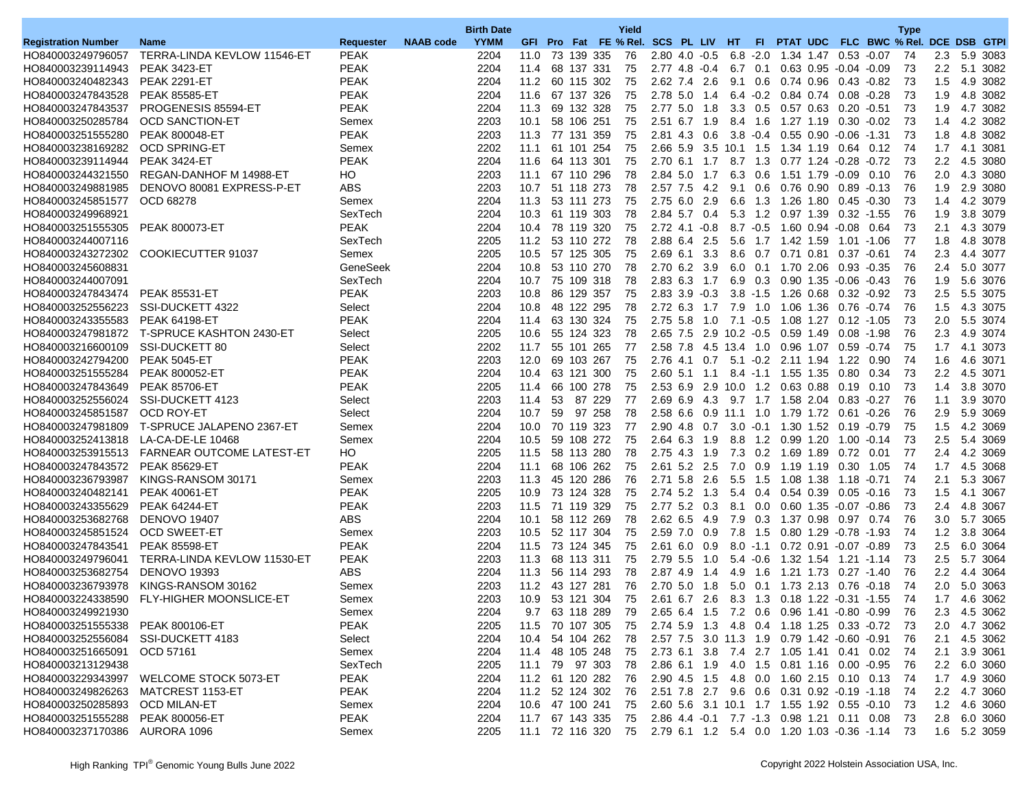| Registration Number | Name | Requester | NAAB code | Birth Date YYMM | GFI | Yield Pro | Yield Fat | FE | % Rel. | SCS | PL | LIV | HT | FI | PTAT | UDC | FLC | BWC | Type % Rel. | DCE | DSB | GTPI |
|---|---|---|---|---|---|---|---|---|---|---|---|---|---|---|---|---|---|---|---|---|---|---|
| HO840003249796057 | TERRA-LINDA KEVLOW 11546-ET | PEAK | | 2204 | 11.0 | 73 | 139 | 335 | 76 | 2.80 | 4.0 | -0.5 | 6.8 | -2.0 | 1.34 | 1.47 | 0.53 | -0.07 | 74 | 2.3 | 5.9 | 3083 |
| HO840003239114943 | PEAK 3423-ET | PEAK | | 2204 | 11.4 | 68 | 137 | 331 | 75 | 2.77 | 4.8 | -0.4 | 6.7 | 0.1 | 0.63 | 0.95 | -0.04 | -0.09 | 73 | 2.2 | 5.1 | 3082 |
| HO840003240482343 | PEAK 2291-ET | PEAK | | 2204 | 11.2 | 60 | 115 | 302 | 75 | 2.62 | 7.4 | 2.6 | 9.1 | 0.6 | 0.74 | 0.96 | 0.43 | -0.82 | 73 | 1.5 | 4.9 | 3082 |
| HO840003247843528 | PEAK 85585-ET | PEAK | | 2204 | 11.6 | 67 | 137 | 326 | 75 | 2.78 | 5.0 | 1.4 | 6.4 | -0.2 | 0.84 | 0.74 | 0.08 | -0.28 | 73 | 1.9 | 4.8 | 3082 |
| HO840003247843537 | PROGENESIS 85594-ET | PEAK | | 2204 | 11.3 | 69 | 132 | 328 | 75 | 2.77 | 5.0 | 1.8 | 3.3 | 0.5 | 0.57 | 0.63 | 0.20 | -0.51 | 73 | 1.9 | 4.7 | 3082 |
| HO840003250285784 | OCD SANCTION-ET | Semex | | 2203 | 10.1 | 58 | 106 | 251 | 75 | 2.51 | 6.7 | 1.9 | 8.4 | 1.6 | 1.27 | 1.19 | 0.30 | -0.02 | 73 | 1.4 | 4.2 | 3082 |
| HO840003251555280 | PEAK 800048-ET | PEAK | | 2203 | 11.3 | 77 | 131 | 359 | 75 | 2.81 | 4.3 | 0.6 | 3.8 | -0.4 | 0.55 | 0.90 | -0.06 | -1.31 | 73 | 1.8 | 4.8 | 3082 |
| HO840003238169282 | OCD SPRING-ET | Semex | | 2202 | 11.1 | 61 | 101 | 254 | 75 | 2.66 | 5.9 | 3.5 | 10.1 | 1.5 | 1.34 | 1.19 | 0.64 | 0.12 | 74 | 1.7 | 4.1 | 3081 |
| HO840003239114944 | PEAK 3424-ET | PEAK | | 2204 | 11.6 | 64 | 113 | 301 | 75 | 2.70 | 6.1 | 1.7 | 8.7 | 1.3 | 0.77 | 1.24 | -0.28 | -0.72 | 73 | 2.2 | 4.5 | 3080 |
| HO840003244321550 | REGAN-DANHOF M 14988-ET | HO | | 2203 | 11.1 | 67 | 110 | 296 | 78 | 2.84 | 5.0 | 1.7 | 6.3 | 0.6 | 1.51 | 1.79 | -0.09 | 0.10 | 76 | 2.0 | 4.3 | 3080 |
| HO840003249881985 | DENOVO 80081 EXPRESS-P-ET | ABS | | 2203 | 10.7 | 51 | 118 | 273 | 78 | 2.57 | 7.5 | 4.2 | 9.1 | 0.6 | 0.76 | 0.90 | 0.89 | -0.13 | 76 | 1.9 | 2.9 | 3080 |
| HO840003245851577 | OCD 68278 | Semex | | 2204 | 11.3 | 53 | 111 | 273 | 75 | 2.75 | 6.0 | 2.9 | 6.6 | 1.3 | 1.26 | 1.80 | 0.45 | -0.30 | 73 | 1.4 | 4.2 | 3079 |
| HO840003249968921 | | SexTech | | 2204 | 10.3 | 61 | 119 | 303 | 78 | 2.84 | 5.7 | 0.4 | 5.3 | 1.2 | 0.97 | 1.39 | 0.32 | -1.55 | 76 | 1.9 | 3.8 | 3079 |
| HO840003251555305 | PEAK 800073-ET | PEAK | | 2204 | 10.4 | 78 | 119 | 320 | 75 | 2.72 | 4.1 | -0.8 | 8.7 | -0.5 | 1.60 | 0.94 | -0.08 | 0.64 | 73 | 2.1 | 4.3 | 3079 |
| HO840003244007116 | | SexTech | | 2205 | 11.2 | 53 | 110 | 272 | 78 | 2.88 | 6.4 | 2.5 | 5.6 | 1.7 | 1.42 | 1.59 | 1.01 | -1.06 | 77 | 1.8 | 4.8 | 3078 |
| HO840003243272302 | COOKIECUTTER 91037 | Semex | | 2205 | 10.5 | 57 | 125 | 305 | 75 | 2.69 | 6.1 | 3.3 | 8.6 | 0.7 | 0.71 | 0.81 | 0.37 | -0.61 | 74 | 2.3 | 4.4 | 3077 |
| HO840003245608831 | | GeneSeek | | 2204 | 10.8 | 53 | 110 | 270 | 78 | 2.70 | 6.2 | 3.9 | 6.0 | 0.1 | 1.70 | 2.06 | 0.93 | -0.35 | 76 | 2.4 | 5.0 | 3077 |
| HO840003244007091 | | SexTech | | 2204 | 10.7 | 75 | 109 | 318 | 78 | 2.83 | 6.3 | 1.7 | 6.9 | 0.3 | 0.90 | 1.35 | -0.06 | -0.43 | 76 | 1.9 | 5.6 | 3076 |
| HO840003247843474 | PEAK 85531-ET | PEAK | | 2203 | 10.8 | 86 | 129 | 357 | 75 | 2.83 | 3.9 | -0.3 | 3.8 | -1.5 | 1.26 | 0.68 | 0.32 | -0.92 | 73 | 2.5 | 5.5 | 3075 |
| HO840003252556223 | SSI-DUCKETT 4322 | Select | | 2204 | 10.8 | 48 | 122 | 295 | 78 | 2.72 | 6.3 | 1.7 | 7.9 | 1.0 | 1.06 | 1.36 | 0.76 | -0.74 | 76 | 1.5 | 4.3 | 3075 |
| HO840003243355583 | PEAK 64198-ET | PEAK | | 2204 | 11.4 | 63 | 130 | 324 | 75 | 2.75 | 5.8 | 1.0 | 7.1 | -0.5 | 1.08 | 1.27 | 0.12 | -1.05 | 73 | 2.0 | 5.5 | 3074 |
| HO840003247981872 | T-SPRUCE KASHTON 2430-ET | Select | | 2205 | 10.6 | 55 | 124 | 323 | 78 | 2.65 | 7.5 | 2.9 | 10.2 | -0.5 | 0.59 | 1.49 | 0.08 | -1.98 | 76 | 2.3 | 4.9 | 3074 |
| HO840003216600109 | SSI-DUCKETT 80 | Select | | 2202 | 11.7 | 55 | 101 | 265 | 77 | 2.58 | 7.8 | 4.5 | 13.4 | 1.0 | 0.96 | 1.07 | 0.59 | -0.74 | 75 | 1.7 | 4.1 | 3073 |
| HO840003242794200 | PEAK 5045-ET | PEAK | | 2203 | 12.0 | 69 | 103 | 267 | 75 | 2.76 | 4.1 | 0.7 | 5.1 | -0.2 | 2.11 | 1.94 | 1.22 | 0.90 | 74 | 1.6 | 4.6 | 3071 |
| HO840003251555284 | PEAK 800052-ET | PEAK | | 2204 | 10.4 | 63 | 121 | 300 | 75 | 2.60 | 5.1 | 1.1 | 8.4 | -1.1 | 1.55 | 1.35 | 0.80 | 0.34 | 73 | 2.2 | 4.5 | 3071 |
| HO840003247843649 | PEAK 85706-ET | PEAK | | 2205 | 11.4 | 66 | 100 | 278 | 75 | 2.53 | 6.9 | 2.9 | 10.0 | 1.2 | 0.63 | 0.88 | 0.19 | 0.10 | 73 | 1.4 | 3.8 | 3070 |
| HO840003252556024 | SSI-DUCKETT 4123 | Select | | 2203 | 11.4 | 53 | 87 | 229 | 77 | 2.69 | 6.9 | 4.3 | 9.7 | 1.7 | 1.58 | 2.04 | 0.83 | -0.27 | 76 | 1.1 | 3.9 | 3070 |
| HO840003245851587 | OCD ROY-ET | Select | | 2204 | 10.7 | 59 | 97 | 258 | 78 | 2.58 | 6.6 | 0.9 | 11.1 | 1.0 | 1.79 | 1.72 | 0.61 | -0.26 | 76 | 2.9 | 5.9 | 3069 |
| HO840003247981809 | T-SPRUCE JALAPENO 2367-ET | Semex | | 2204 | 10.0 | 70 | 119 | 323 | 77 | 2.90 | 4.8 | 0.7 | 3.0 | -0.1 | 1.30 | 1.52 | 0.19 | -0.79 | 75 | 1.5 | 4.2 | 3069 |
| HO840003252413818 | LA-CA-DE-LE 10468 | Semex | | 2204 | 10.5 | 59 | 108 | 272 | 75 | 2.64 | 6.3 | 1.9 | 8.8 | 1.2 | 0.99 | 1.20 | 1.00 | -0.14 | 73 | 2.5 | 5.4 | 3069 |
| HO840003253915513 | FARNEAR OUTCOME LATEST-ET | HO | | 2205 | 11.5 | 58 | 113 | 280 | 78 | 2.75 | 4.3 | 1.9 | 7.3 | 0.2 | 1.69 | 1.89 | 0.72 | 0.01 | 77 | 2.4 | 4.2 | 3069 |
| HO840003247843572 | PEAK 85629-ET | PEAK | | 2204 | 11.1 | 68 | 106 | 262 | 75 | 2.61 | 5.2 | 2.5 | 7.0 | 0.9 | 1.19 | 1.19 | 0.30 | 1.05 | 74 | 1.7 | 4.5 | 3068 |
| HO840003236793987 | KINGS-RANSOM 30171 | Semex | | 2203 | 11.3 | 45 | 120 | 286 | 76 | 2.71 | 5.8 | 2.6 | 5.5 | 1.5 | 1.08 | 1.38 | 1.18 | -0.71 | 74 | 2.1 | 5.3 | 3067 |
| HO840003240482141 | PEAK 40061-ET | PEAK | | 2205 | 10.9 | 73 | 124 | 328 | 75 | 2.74 | 5.2 | 1.3 | 5.4 | 0.4 | 0.54 | 0.39 | 0.05 | -0.16 | 73 | 1.5 | 4.1 | 3067 |
| HO840003243355629 | PEAK 64244-ET | PEAK | | 2203 | 11.5 | 71 | 119 | 329 | 75 | 2.77 | 5.2 | 0.3 | 8.1 | 0.0 | 0.60 | 1.35 | -0.07 | -0.86 | 73 | 2.4 | 4.8 | 3067 |
| HO840003253682768 | DENOVO 19407 | ABS | | 2204 | 10.1 | 58 | 112 | 269 | 78 | 2.62 | 6.5 | 4.9 | 7.9 | 0.3 | 1.37 | 0.98 | 0.97 | 0.74 | 76 | 3.0 | 5.7 | 3065 |
| HO840003245851524 | OCD SWEET-ET | Semex | | 2203 | 10.5 | 52 | 117 | 304 | 75 | 2.59 | 7.0 | 0.9 | 7.8 | 1.5 | 0.80 | 1.29 | -0.78 | -1.93 | 74 | 1.2 | 3.8 | 3064 |
| HO840003247843541 | PEAK 85598-ET | PEAK | | 2204 | 11.5 | 73 | 124 | 345 | 75 | 2.61 | 6.0 | 0.9 | 8.0 | -1.1 | 0.72 | 0.91 | -0.07 | -0.89 | 73 | 2.5 | 6.0 | 3064 |
| HO840003249796041 | TERRA-LINDA KEVLOW 11530-ET | PEAK | | 2203 | 11.3 | 68 | 113 | 311 | 75 | 2.79 | 5.5 | 1.0 | 5.4 | -0.6 | 1.32 | 1.54 | 1.21 | -1.14 | 73 | 2.5 | 5.7 | 3064 |
| HO840003253682754 | DENOVO 19393 | ABS | | 2204 | 11.3 | 56 | 114 | 293 | 78 | 2.87 | 4.9 | 1.4 | 4.9 | 1.6 | 1.21 | 1.73 | 0.27 | -1.40 | 76 | 2.2 | 4.4 | 3064 |
| HO840003236793978 | KINGS-RANSOM 30162 | Semex | | 2203 | 11.2 | 43 | 127 | 281 | 76 | 2.70 | 5.0 | 1.8 | 5.0 | 0.1 | 1.73 | 2.13 | 0.76 | -0.18 | 74 | 2.0 | 5.0 | 3063 |
| HO840003224338590 | FLY-HIGHER MOONSLICE-ET | Semex | | 2203 | 10.9 | 53 | 121 | 304 | 75 | 2.61 | 6.7 | 2.6 | 8.3 | 1.3 | 0.18 | 1.22 | -0.31 | -1.55 | 74 | 1.7 | 4.6 | 3062 |
| HO840003249921930 | | Semex | | 2204 | 9.7 | 63 | 118 | 289 | 79 | 2.65 | 6.4 | 1.5 | 7.2 | 0.6 | 0.96 | 1.41 | -0.80 | -0.99 | 76 | 2.3 | 4.5 | 3062 |
| HO840003251555338 | PEAK 800106-ET | PEAK | | 2205 | 11.5 | 70 | 107 | 305 | 75 | 2.74 | 5.9 | 1.3 | 4.8 | 0.4 | 1.18 | 1.25 | 0.33 | -0.72 | 73 | 2.0 | 4.7 | 3062 |
| HO840003252556084 | SSI-DUCKETT 4183 | Select | | 2204 | 10.4 | 54 | 104 | 262 | 78 | 2.57 | 7.5 | 3.0 | 11.3 | 1.9 | 0.79 | 1.42 | -0.60 | -0.91 | 76 | 2.1 | 4.5 | 3062 |
| HO840003251665091 | OCD 57161 | Semex | | 2204 | 11.4 | 48 | 105 | 248 | 75 | 2.73 | 6.1 | 3.8 | 7.4 | 2.7 | 1.05 | 1.41 | 0.41 | 0.02 | 74 | 2.1 | 3.9 | 3061 |
| HO840003213129438 | | SexTech | | 2205 | 11.1 | 79 | 97 | 303 | 78 | 2.86 | 6.1 | 1.9 | 4.0 | 1.5 | 0.81 | 1.16 | 0.00 | -0.95 | 76 | 2.2 | 6.0 | 3060 |
| HO840003229343997 | WELCOME STOCK 5073-ET | PEAK | | 2204 | 11.2 | 61 | 120 | 282 | 76 | 2.90 | 4.5 | 1.5 | 4.8 | 0.0 | 1.60 | 2.15 | 0.10 | 0.13 | 74 | 1.7 | 4.9 | 3060 |
| HO840003249826263 | MATCREST 1153-ET | PEAK | | 2204 | 11.2 | 52 | 124 | 302 | 76 | 2.51 | 7.8 | 2.7 | 9.6 | 0.6 | 0.31 | 0.92 | -0.19 | -1.18 | 74 | 2.2 | 4.7 | 3060 |
| HO840003250285893 | OCD MILAN-ET | Semex | | 2204 | 10.6 | 47 | 100 | 241 | 75 | 2.60 | 5.6 | 3.1 | 10.1 | 1.7 | 1.55 | 1.92 | 0.55 | -0.10 | 73 | 1.2 | 4.6 | 3060 |
| HO840003251555288 | PEAK 800056-ET | PEAK | | 2204 | 11.7 | 67 | 143 | 335 | 75 | 2.86 | 4.4 | -0.1 | 7.7 | -1.3 | 0.98 | 1.21 | 0.11 | 0.08 | 73 | 2.8 | 6.0 | 3060 |
| HO840003237170386 | AURORA 1096 | Semex | | 2205 | 11.1 | 72 | 116 | 320 | 75 | 2.79 | 6.1 | 1.2 | 5.4 | 0.0 | 1.20 | 1.03 | -0.36 | -1.14 | 73 | 1.6 | 5.2 | 3059 |

High Ranking TPI® Genomic Young Bulls June 2022

Copyright 2022 Holstein Association USA, Inc.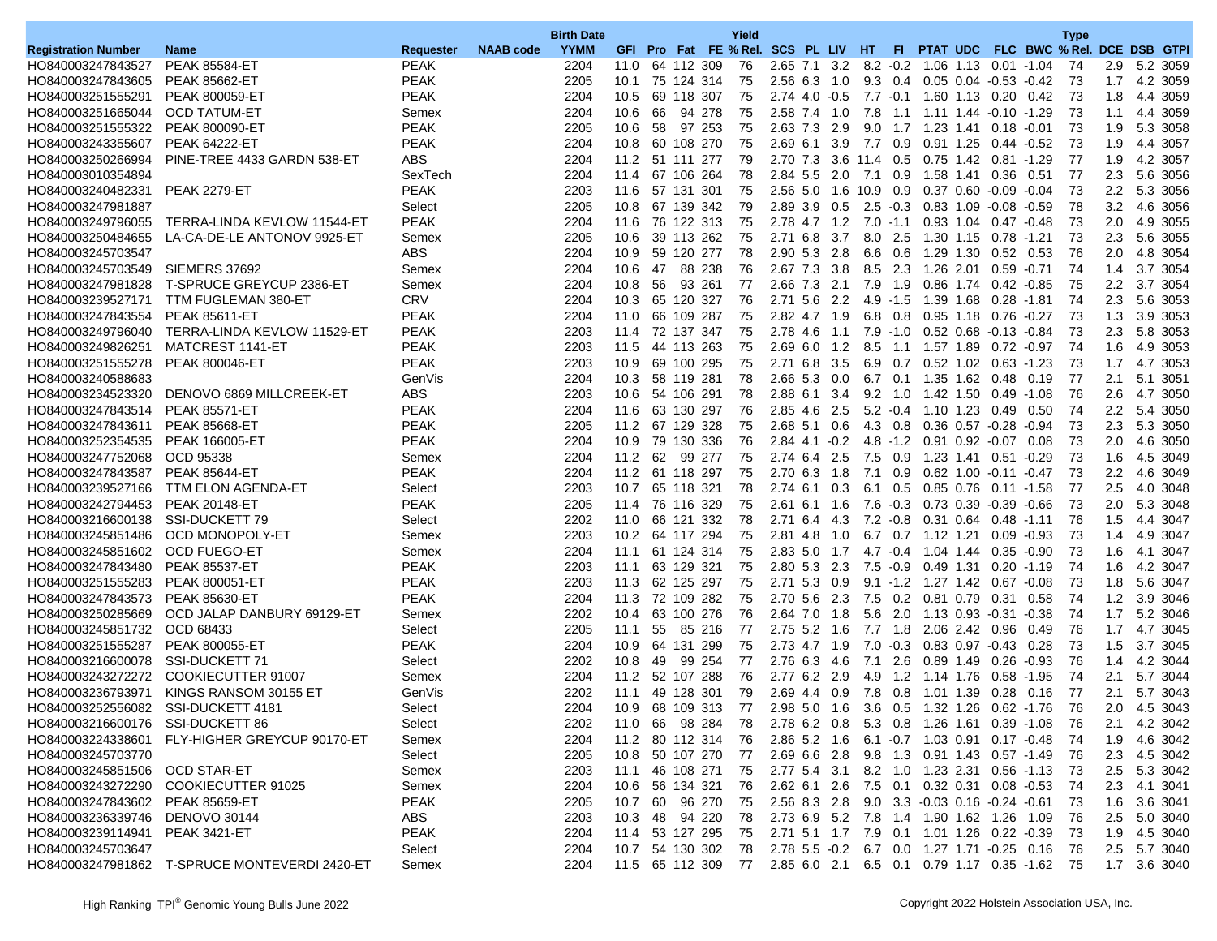| Registration Number | Name | Requester | NAAB code | Birth Date YYMM | GFI | Pro | Fat | FE | Yield % Rel. | SCS | PL | LIV | HT | FI | PTAT | UDC | FLC | BWC | Type % Rel. | DCE | DSB | GTPI |
|---|---|---|---|---|---|---|---|---|---|---|---|---|---|---|---|---|---|---|---|---|---|---|
| HO840003247843527 | PEAK 85584-ET | PEAK | | 2204 | 11.0 | 64 | 112 | 309 | 76 | 2.65 | 7.1 | 3.2 | 8.2 | -0.2 | 1.06 | 1.13 | 0.01 | -1.04 | 74 | 2.9 | 5.2 | 3059 |
| HO840003247843605 | PEAK 85662-ET | PEAK | | 2205 | 10.1 | 75 | 124 | 314 | 75 | 2.56 | 6.3 | 1.0 | 9.3 | 0.4 | 0.05 | 0.04 | -0.53 | -0.42 | 73 | 1.7 | 4.2 | 3059 |
| HO840003251555291 | PEAK 800059-ET | PEAK | | 2204 | 10.5 | 69 | 118 | 307 | 75 | 2.74 | 4.0 | -0.5 | 7.7 | -0.1 | 1.60 | 1.13 | 0.20 | 0.42 | 73 | 1.8 | 4.4 | 3059 |
| HO840003251665044 | OCD TATUM-ET | Semex | | 2204 | 10.6 | 66 | 94 | 278 | 75 | 2.58 | 7.4 | 1.0 | 7.8 | 1.1 | 1.11 | 1.44 | -0.10 | -1.29 | 73 | 1.1 | 4.4 | 3059 |
| HO840003251555322 | PEAK 800090-ET | PEAK | | 2205 | 10.6 | 58 | 97 | 253 | 75 | 2.63 | 7.3 | 2.9 | 9.0 | 1.7 | 1.23 | 1.41 | 0.18 | -0.01 | 73 | 1.9 | 5.3 | 3058 |
| HO840003243355607 | PEAK 64222-ET | PEAK | | 2204 | 10.8 | 60 | 108 | 270 | 75 | 2.69 | 6.1 | 3.9 | 7.7 | 0.9 | 0.91 | 1.25 | 0.44 | -0.52 | 73 | 1.9 | 4.4 | 3057 |
| HO840003250266994 | PINE-TREE 4433 GARDN 538-ET | ABS | | 2204 | 11.2 | 51 | 111 | 277 | 79 | 2.70 | 7.3 | 3.6 | 11.4 | 0.5 | 0.75 | 1.42 | 0.81 | -1.29 | 77 | 1.9 | 4.2 | 3057 |
| HO840003010354894 | | SexTech | | 2204 | 11.4 | 67 | 106 | 264 | 78 | 2.84 | 5.5 | 2.0 | 7.1 | 0.9 | 1.58 | 1.41 | 0.36 | 0.51 | 77 | 2.3 | 5.6 | 3056 |
| HO840003240482331 | PEAK 2279-ET | PEAK | | 2203 | 11.6 | 57 | 131 | 301 | 75 | 2.56 | 5.0 | 1.6 | 10.9 | 0.9 | 0.37 | 0.60 | -0.09 | -0.04 | 73 | 2.2 | 5.3 | 3056 |
| HO840003247981887 | | Select | | 2205 | 10.8 | 67 | 139 | 342 | 79 | 2.89 | 3.9 | 0.5 | 2.5 | -0.3 | 0.83 | 1.09 | -0.08 | -0.59 | 78 | 3.2 | 4.6 | 3056 |
| HO840003249796055 | TERRA-LINDA KEVLOW 11544-ET | PEAK | | 2204 | 11.6 | 76 | 122 | 313 | 75 | 2.78 | 4.7 | 1.2 | 7.0 | -1.1 | 0.93 | 1.04 | 0.47 | -0.48 | 73 | 2.0 | 4.9 | 3055 |
| HO840003250484655 | LA-CA-DE-LE ANTONOV 9925-ET | Semex | | 2205 | 10.6 | 39 | 113 | 262 | 75 | 2.71 | 6.8 | 3.7 | 8.0 | 2.5 | 1.30 | 1.15 | 0.78 | -1.21 | 73 | 2.3 | 5.6 | 3055 |
| HO840003245703547 | | ABS | | 2204 | 10.9 | 59 | 120 | 277 | 78 | 2.90 | 5.3 | 2.8 | 6.6 | 0.6 | 1.29 | 1.30 | 0.52 | 0.53 | 76 | 2.0 | 4.8 | 3054 |
| HO840003245703549 | SIEMERS 37692 | Semex | | 2204 | 10.6 | 47 | 88 | 238 | 76 | 2.67 | 7.3 | 3.8 | 8.5 | 2.3 | 1.26 | 2.01 | 0.59 | -0.71 | 74 | 1.4 | 3.7 | 3054 |
| HO840003247981828 | T-SPRUCE GREYCUP 2386-ET | Semex | | 2204 | 10.8 | 56 | 93 | 261 | 77 | 2.66 | 7.3 | 2.1 | 7.9 | 1.9 | 0.86 | 1.74 | 0.42 | -0.85 | 75 | 2.2 | 3.7 | 3054 |
| HO840003239527171 | TTM FUGLEMAN 380-ET | CRV | | 2204 | 10.3 | 65 | 120 | 327 | 76 | 2.71 | 5.6 | 2.2 | 4.9 | -1.5 | 1.39 | 1.68 | 0.28 | -1.81 | 74 | 2.3 | 5.6 | 3053 |
| HO840003247843554 | PEAK 85611-ET | PEAK | | 2204 | 11.0 | 66 | 109 | 287 | 75 | 2.82 | 4.7 | 1.9 | 6.8 | 0.8 | 0.95 | 1.18 | 0.76 | -0.27 | 73 | 1.3 | 3.9 | 3053 |
| HO840003249796040 | TERRA-LINDA KEVLOW 11529-ET | PEAK | | 2203 | 11.4 | 72 | 137 | 347 | 75 | 2.78 | 4.6 | 1.1 | 7.9 | -1.0 | 0.52 | 0.68 | -0.13 | -0.84 | 73 | 2.3 | 5.8 | 3053 |
| HO840003249826251 | MATCREST 1141-ET | PEAK | | 2203 | 11.5 | 44 | 113 | 263 | 75 | 2.69 | 6.0 | 1.2 | 8.5 | 1.1 | 1.57 | 1.89 | 0.72 | -0.97 | 74 | 1.6 | 4.9 | 3053 |
| HO840003251555278 | PEAK 800046-ET | PEAK | | 2203 | 10.9 | 69 | 100 | 295 | 75 | 2.71 | 6.8 | 3.5 | 6.9 | 0.7 | 0.52 | 1.02 | 0.63 | -1.23 | 73 | 1.7 | 4.7 | 3053 |
| HO840003240588683 | | GenVis | | 2204 | 10.3 | 58 | 119 | 281 | 78 | 2.66 | 5.3 | 0.0 | 6.7 | 0.1 | 1.35 | 1.62 | 0.48 | 0.19 | 77 | 2.1 | 5.1 | 3051 |
| HO840003234523320 | DENOVO 6869 MILLCREEK-ET | ABS | | 2203 | 10.6 | 54 | 106 | 291 | 78 | 2.88 | 6.1 | 3.4 | 9.2 | 1.0 | 1.42 | 1.50 | 0.49 | -1.08 | 76 | 2.6 | 4.7 | 3050 |
| HO840003247843514 | PEAK 85571-ET | PEAK | | 2204 | 11.6 | 63 | 130 | 297 | 76 | 2.85 | 4.6 | 2.5 | 5.2 | -0.4 | 1.10 | 1.23 | 0.49 | 0.50 | 74 | 2.2 | 5.4 | 3050 |
| HO840003247843611 | PEAK 85668-ET | PEAK | | 2205 | 11.2 | 67 | 129 | 328 | 75 | 2.68 | 5.1 | 0.6 | 4.3 | 0.8 | 0.36 | 0.57 | -0.28 | -0.94 | 73 | 2.3 | 5.3 | 3050 |
| HO840003252354535 | PEAK 166005-ET | PEAK | | 2204 | 10.9 | 79 | 130 | 336 | 76 | 2.84 | 4.1 | -0.2 | 4.8 | -1.2 | 0.91 | 0.92 | -0.07 | 0.08 | 73 | 2.0 | 4.6 | 3050 |
| HO840003247752068 | OCD 95338 | Semex | | 2204 | 11.2 | 62 | 99 | 277 | 75 | 2.74 | 6.4 | 2.5 | 7.5 | 0.9 | 1.23 | 1.41 | 0.51 | -0.29 | 73 | 1.6 | 4.5 | 3049 |
| HO840003247843587 | PEAK 85644-ET | PEAK | | 2204 | 11.2 | 61 | 118 | 297 | 75 | 2.70 | 6.3 | 1.8 | 7.1 | 0.9 | 0.62 | 1.00 | -0.11 | -0.47 | 73 | 2.2 | 4.6 | 3049 |
| HO840003239527166 | TTM ELON AGENDA-ET | Select | | 2203 | 10.7 | 65 | 118 | 321 | 78 | 2.74 | 6.1 | 0.3 | 6.1 | 0.5 | 0.85 | 0.76 | 0.11 | -1.58 | 77 | 2.5 | 4.0 | 3048 |
| HO840003242794453 | PEAK 20148-ET | PEAK | | 2205 | 11.4 | 76 | 116 | 329 | 75 | 2.61 | 6.1 | 1.6 | 7.6 | -0.3 | 0.73 | 0.39 | -0.39 | -0.66 | 73 | 2.0 | 5.3 | 3048 |
| HO840003216600138 | SSI-DUCKETT 79 | Select | | 2202 | 11.0 | 66 | 121 | 332 | 78 | 2.71 | 6.4 | 4.3 | 7.2 | -0.8 | 0.31 | 0.64 | 0.48 | -1.11 | 76 | 1.5 | 4.4 | 3047 |
| HO840003245851486 | OCD MONOPOLY-ET | Semex | | 2203 | 10.2 | 64 | 117 | 294 | 75 | 2.81 | 4.8 | 1.0 | 6.7 | 0.7 | 1.12 | 1.21 | 0.09 | -0.93 | 73 | 1.4 | 4.9 | 3047 |
| HO840003245851602 | OCD FUEGO-ET | Semex | | 2204 | 11.1 | 61 | 124 | 314 | 75 | 2.83 | 5.0 | 1.7 | 4.7 | -0.4 | 1.04 | 1.44 | 0.35 | -0.90 | 73 | 1.6 | 4.1 | 3047 |
| HO840003247843480 | PEAK 85537-ET | PEAK | | 2203 | 11.1 | 63 | 129 | 321 | 75 | 2.80 | 5.3 | 2.3 | 7.5 | -0.9 | 0.49 | 1.31 | 0.20 | -1.19 | 74 | 1.6 | 4.2 | 3047 |
| HO840003251555283 | PEAK 800051-ET | PEAK | | 2203 | 11.3 | 62 | 125 | 297 | 75 | 2.71 | 5.3 | 0.9 | 9.1 | -1.2 | 1.27 | 1.42 | 0.67 | -0.08 | 73 | 1.8 | 5.6 | 3047 |
| HO840003247843573 | PEAK 85630-ET | PEAK | | 2204 | 11.3 | 72 | 109 | 282 | 75 | 2.70 | 5.6 | 2.3 | 7.5 | 0.2 | 0.81 | 0.79 | 0.31 | 0.58 | 74 | 1.2 | 3.9 | 3046 |
| HO840003250285669 | OCD JALAP DANBURY 69129-ET | Semex | | 2202 | 10.4 | 63 | 100 | 276 | 76 | 2.64 | 7.0 | 1.8 | 5.6 | 2.0 | 1.13 | 0.93 | -0.31 | -0.38 | 74 | 1.7 | 5.2 | 3046 |
| HO840003245851732 | OCD 68433 | Select | | 2205 | 11.1 | 55 | 85 | 216 | 77 | 2.75 | 5.2 | 1.6 | 7.7 | 1.8 | 2.06 | 2.42 | 0.96 | 0.49 | 76 | 1.7 | 4.7 | 3045 |
| HO840003251555287 | PEAK 800055-ET | PEAK | | 2204 | 10.9 | 64 | 131 | 299 | 75 | 2.73 | 4.7 | 1.9 | 7.0 | -0.3 | 0.83 | 0.97 | -0.43 | 0.28 | 73 | 1.5 | 3.7 | 3045 |
| HO840003216600078 | SSI-DUCKETT 71 | Select | | 2202 | 10.8 | 49 | 99 | 254 | 77 | 2.76 | 6.3 | 4.6 | 7.1 | 2.6 | 0.89 | 1.49 | 0.26 | -0.93 | 76 | 1.4 | 4.2 | 3044 |
| HO840003243272272 | COOKIECUTTER 91007 | Semex | | 2204 | 11.2 | 52 | 107 | 288 | 76 | 2.77 | 6.2 | 2.9 | 4.9 | 1.2 | 1.14 | 1.76 | 0.58 | -1.95 | 74 | 2.1 | 5.7 | 3044 |
| HO840003236793971 | KINGS RANSOM 30155 ET | GenVis | | 2202 | 11.1 | 49 | 128 | 301 | 79 | 2.69 | 4.4 | 0.9 | 7.8 | 0.8 | 1.01 | 1.39 | 0.28 | 0.16 | 77 | 2.1 | 5.7 | 3043 |
| HO840003252556082 | SSI-DUCKETT 4181 | Select | | 2204 | 10.9 | 68 | 109 | 313 | 77 | 2.98 | 5.0 | 1.6 | 3.6 | 0.5 | 1.32 | 1.26 | 0.62 | -1.76 | 76 | 2.0 | 4.5 | 3043 |
| HO840003216600176 | SSI-DUCKETT 86 | Select | | 2202 | 11.0 | 66 | 98 | 284 | 78 | 2.78 | 6.2 | 0.8 | 5.3 | 0.8 | 1.26 | 1.61 | 0.39 | -1.08 | 76 | 2.1 | 4.2 | 3042 |
| HO840003224338601 | FLY-HIGHER GREYCUP 90170-ET | Semex | | 2204 | 11.2 | 80 | 112 | 314 | 76 | 2.86 | 5.2 | 1.6 | 6.1 | -0.7 | 1.03 | 0.91 | 0.17 | -0.48 | 74 | 1.9 | 4.6 | 3042 |
| HO840003245703770 | | Select | | 2205 | 10.8 | 50 | 107 | 270 | 77 | 2.69 | 6.6 | 2.8 | 9.8 | 1.3 | 0.91 | 1.43 | 0.57 | -1.49 | 76 | 2.3 | 4.5 | 3042 |
| HO840003245851506 | OCD STAR-ET | Semex | | 2203 | 11.1 | 46 | 108 | 271 | 75 | 2.77 | 5.4 | 3.1 | 8.2 | 1.0 | 1.23 | 2.31 | 0.56 | -1.13 | 73 | 2.5 | 5.3 | 3042 |
| HO840003243272290 | COOKIECUTTER 91025 | Semex | | 2204 | 10.6 | 56 | 134 | 321 | 76 | 2.62 | 6.1 | 2.6 | 7.5 | 0.1 | 0.32 | 0.31 | 0.08 | -0.53 | 74 | 2.3 | 4.1 | 3041 |
| HO840003247843602 | PEAK 85659-ET | PEAK | | 2205 | 10.7 | 60 | 96 | 270 | 75 | 2.56 | 8.3 | 2.8 | 9.0 | 3.3 | -0.03 | 0.16 | -0.24 | -0.61 | 73 | 1.6 | 3.6 | 3041 |
| HO840003236339746 | DENOVO 30144 | ABS | | 2203 | 10.3 | 48 | 94 | 220 | 78 | 2.73 | 6.9 | 5.2 | 7.8 | 1.4 | 1.90 | 1.62 | 1.26 | 1.09 | 76 | 2.5 | 5.0 | 3040 |
| HO840003239114941 | PEAK 3421-ET | PEAK | | 2204 | 11.4 | 53 | 127 | 295 | 75 | 2.71 | 5.1 | 1.7 | 7.9 | 0.1 | 1.01 | 1.26 | 0.22 | -0.39 | 73 | 1.9 | 4.5 | 3040 |
| HO840003245703647 | | Select | | 2204 | 10.7 | 54 | 130 | 302 | 78 | 2.78 | 5.5 | -0.2 | 6.7 | 0.0 | 1.27 | 1.71 | -0.25 | 0.16 | 76 | 2.5 | 5.7 | 3040 |
| HO840003247981862 | T-SPRUCE MONTEVERDI 2420-ET | Semex | | 2204 | 11.5 | 65 | 112 | 309 | 77 | 2.85 | 6.0 | 2.1 | 6.5 | 0.1 | 0.79 | 1.17 | 0.35 | -1.62 | 75 | 1.7 | 3.6 | 3040 |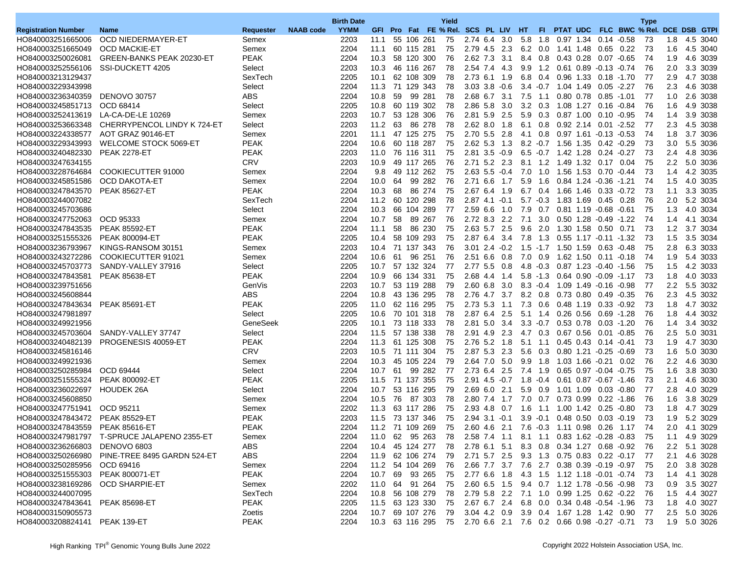| Registration Number | Name | Requester | NAAB code | Birth Date YYMM | GFI | Pro | Fat | FE | Yield % Rel. | SCS | PL | LIV | HT | FI | PTAT | UDC | FLC | BWC | Type % Rel. | DCE | DSB | GTPI |
|---|---|---|---|---|---|---|---|---|---|---|---|---|---|---|---|---|---|---|---|---|---|---|
| HO840003251665006 | OCD NIEDERMAYER-ET | Semex | | 2203 | 11.1 | 55 | 106 | 261 | 75 | 2.74 | 6.4 | 3.0 | 5.8 | 1.8 | 0.97 | 1.34 | 0.14 | -0.58 | 73 | 1.8 | 4.5 | 3040 |
| HO840003251665049 | OCD MACKIE-ET | Semex | | 2204 | 11.1 | 60 | 115 | 281 | 75 | 2.79 | 4.5 | 2.3 | 6.2 | 0.0 | 1.41 | 1.48 | 0.65 | 0.22 | 73 | 1.6 | 4.5 | 3040 |
| HO840003250026081 | GREEN-BANKS PEAK 20230-ET | PEAK | | 2204 | 10.3 | 58 | 120 | 300 | 76 | 2.62 | 7.3 | 3.1 | 8.4 | 0.8 | 0.43 | 0.28 | 0.07 | -0.65 | 74 | 1.9 | 4.6 | 3039 |
| HO840003252556106 | SSI-DUCKETT 4205 | Select | | 2203 | 10.3 | 46 | 116 | 267 | 78 | 2.54 | 7.4 | 4.3 | 9.9 | 1.2 | 0.61 | 0.89 | -0.13 | -0.74 | 76 | 2.0 | 3.3 | 3039 |
| HO840003213129437 | | SexTech | | 2205 | 10.1 | 62 | 108 | 309 | 78 | 2.73 | 6.1 | 1.9 | 6.8 | 0.4 | 0.96 | 1.33 | 0.18 | -1.70 | 77 | 2.9 | 4.7 | 3038 |
| HO840003229343998 | | Select | | 2204 | 11.3 | 71 | 129 | 343 | 78 | 3.03 | 3.8 | -0.6 | 3.4 | -0.7 | 1.04 | 1.49 | 0.05 | -2.27 | 76 | 2.3 | 4.6 | 3038 |
| HO840003236340359 | DENOVO 30757 | ABS | | 2204 | 10.8 | 59 | 99 | 281 | 78 | 2.68 | 6.7 | 3.1 | 7.5 | 1.1 | 0.80 | 0.78 | 0.85 | -1.01 | 77 | 1.0 | 2.6 | 3038 |
| HO840003245851713 | OCD 68414 | Select | | 2205 | 10.8 | 60 | 119 | 302 | 78 | 2.86 | 5.8 | 3.0 | 3.2 | 0.3 | 1.08 | 1.27 | 0.16 | -0.84 | 76 | 1.6 | 4.9 | 3038 |
| HO840003252136019 | LA-CA-DE-LE 10269 | Semex | | 2203 | 10.7 | 53 | 128 | 306 | 76 | 2.81 | 5.9 | 2.5 | 5.9 | 0.3 | 0.87 | 1.00 | 0.10 | -0.95 | 74 | 1.4 | 3.9 | 3038 |
| HO840003253663348 | CHERRYPENCOL LINDY K 724-ET | Select | | 2203 | 11.2 | 63 | 86 | 278 | 78 | 2.62 | 8.0 | 1.8 | 6.1 | 0.8 | 0.92 | 2.14 | 0.01 | -2.52 | 77 | 2.3 | 4.5 | 3038 |
| HO840003224338577 | AOT GRAZ 90146-ET | Semex | | 2201 | 11.1 | 47 | 125 | 275 | 75 | 2.70 | 5.5 | 2.8 | 4.1 | 0.8 | 0.97 | 1.61 | -0.13 | -0.53 | 74 | 1.8 | 3.7 | 3036 |
| HO840003229343993 | WELCOME STOCK 5069-ET | PEAK | | 2204 | 10.6 | 60 | 118 | 287 | 75 | 2.62 | 5.3 | 1.3 | 8.2 | -0.7 | 1.56 | 1.35 | 0.42 | -0.29 | 73 | 3.0 | 5.5 | 3036 |
| HO840003240482330 | PEAK 2278-ET | PEAK | | 2203 | 11.0 | 76 | 116 | 311 | 75 | 2.81 | 3.5 | -0.9 | 6.5 | -0.7 | 1.42 | 1.28 | 0.24 | -0.27 | 73 | 2.4 | 4.8 | 3036 |
| HO840003247634155 | | CRV | | 2203 | 10.9 | 49 | 117 | 265 | 76 | 2.71 | 5.2 | 2.3 | 8.1 | 1.2 | 1.49 | 1.32 | 0.17 | 0.04 | 75 | 2.2 | 5.0 | 3036 |
| HO840003228764684 | COOKIECUTTER 91000 | Semex | | 2204 | 9.8 | 49 | 112 | 262 | 75 | 2.63 | 5.5 | -0.4 | 7.0 | 1.0 | 1.56 | 1.53 | 0.70 | -0.44 | 73 | 1.4 | 4.2 | 3035 |
| HO840003245851586 | OCD DAKOTA-ET | Semex | | 2204 | 10.0 | 64 | 99 | 282 | 76 | 2.71 | 6.6 | 1.7 | 5.9 | 1.6 | 0.84 | 1.24 | -0.36 | -1.21 | 74 | 1.5 | 4.0 | 3035 |
| HO840003247843570 | PEAK 85627-ET | PEAK | | 2204 | 10.3 | 68 | 86 | 274 | 75 | 2.67 | 6.4 | 1.9 | 6.7 | 0.4 | 1.66 | 1.46 | 0.33 | -0.72 | 73 | 1.1 | 3.3 | 3035 |
| HO840003244007082 | | SexTech | | 2204 | 11.2 | 60 | 120 | 298 | 78 | 2.87 | 4.1 | -0.1 | 5.7 | -0.3 | 1.83 | 1.69 | 0.45 | 0.28 | 76 | 2.0 | 5.2 | 3034 |
| HO840003245703686 | | Select | | 2204 | 10.3 | 66 | 104 | 289 | 77 | 2.59 | 6.6 | 1.0 | 7.9 | 0.7 | 0.81 | 1.19 | -0.68 | -0.61 | 75 | 1.3 | 4.0 | 3034 |
| HO840003247752063 | OCD 95333 | Semex | | 2204 | 10.7 | 58 | 89 | 267 | 76 | 2.72 | 8.3 | 2.2 | 7.1 | 3.0 | 0.50 | 1.28 | -0.49 | -1.22 | 74 | 1.4 | 4.1 | 3034 |
| HO840003247843535 | PEAK 85592-ET | PEAK | | 2204 | 11.1 | 58 | 86 | 230 | 75 | 2.63 | 5.7 | 2.5 | 9.6 | 2.0 | 1.30 | 1.58 | 0.50 | 0.71 | 73 | 1.2 | 3.7 | 3034 |
| HO840003251555326 | PEAK 800094-ET | PEAK | | 2205 | 10.4 | 58 | 109 | 293 | 75 | 2.87 | 6.4 | 3.4 | 7.8 | 1.3 | 0.55 | 1.17 | -0.11 | -1.32 | 73 | 1.5 | 3.5 | 3034 |
| HO840003236793967 | KINGS-RANSOM 30151 | Semex | | 2203 | 10.4 | 71 | 137 | 343 | 76 | 3.01 | 2.4 | -0.2 | 1.5 | -1.7 | 1.50 | 1.59 | 0.63 | -0.48 | 75 | 2.8 | 6.3 | 3033 |
| HO840003243272286 | COOKIECUTTER 91021 | Semex | | 2204 | 10.6 | 61 | 96 | 251 | 76 | 2.51 | 6.6 | 0.8 | 7.0 | 0.9 | 1.62 | 1.50 | 0.11 | -0.18 | 74 | 1.9 | 5.4 | 3033 |
| HO840003245703773 | SANDY-VALLEY 37916 | Select | | 2205 | 10.7 | 57 | 132 | 324 | 77 | 2.77 | 5.5 | 0.8 | 4.8 | -0.3 | 0.87 | 1.23 | -0.40 | -1.56 | 75 | 1.5 | 4.2 | 3033 |
| HO840003247843581 | PEAK 85638-ET | PEAK | | 2204 | 10.9 | 66 | 134 | 331 | 75 | 2.68 | 4.4 | 1.4 | 5.8 | -1.3 | 0.64 | 0.90 | -0.09 | -1.17 | 73 | 1.8 | 4.0 | 3033 |
| HO840003239751656 | | GenVis | | 2203 | 10.7 | 53 | 119 | 288 | 79 | 2.60 | 6.8 | 3.0 | 8.3 | -0.4 | 1.09 | 1.49 | -0.16 | -0.98 | 77 | 2.2 | 5.5 | 3032 |
| HO840003245608844 | | ABS | | 2204 | 10.8 | 43 | 136 | 295 | 78 | 2.76 | 4.7 | 3.7 | 8.2 | 0.8 | 0.73 | 0.80 | 0.49 | -0.35 | 76 | 2.3 | 4.5 | 3032 |
| HO840003247843634 | PEAK 85691-ET | PEAK | | 2205 | 11.0 | 62 | 116 | 295 | 75 | 2.73 | 5.3 | 1.1 | 7.3 | 0.6 | 0.48 | 1.19 | 0.33 | -0.92 | 73 | 1.8 | 4.7 | 3032 |
| HO840003247981897 | | Select | | 2205 | 10.6 | 70 | 101 | 318 | 78 | 2.87 | 6.4 | 2.5 | 5.1 | 1.4 | 0.26 | 0.56 | 0.69 | -1.28 | 76 | 1.8 | 4.4 | 3032 |
| HO840003249921956 | | GeneSeek | | 2205 | 10.1 | 73 | 118 | 333 | 78 | 2.81 | 5.0 | 3.4 | 3.3 | -0.7 | 0.53 | 0.78 | 0.03 | -1.20 | 76 | 1.4 | 3.4 | 3032 |
| HO840003245703604 | SANDY-VALLEY 37747 | Select | | 2204 | 11.5 | 57 | 138 | 338 | 78 | 2.91 | 4.9 | 2.3 | 4.7 | 0.3 | 0.67 | 0.56 | 0.01 | -0.85 | 76 | 2.5 | 5.0 | 3031 |
| HO840003240482139 | PROGENESIS 40059-ET | PEAK | | 2204 | 11.3 | 61 | 125 | 308 | 75 | 2.76 | 5.2 | 1.8 | 5.1 | 1.1 | 0.45 | 0.43 | 0.14 | -0.41 | 73 | 1.9 | 4.7 | 3030 |
| HO840003245816146 | | CRV | | 2203 | 10.5 | 71 | 111 | 304 | 75 | 2.87 | 5.3 | 2.3 | 5.6 | 0.3 | 0.80 | 1.21 | -0.25 | -0.69 | 73 | 1.6 | 5.0 | 3030 |
| HO840003249921936 | | Semex | | 2204 | 10.3 | 45 | 105 | 224 | 79 | 2.64 | 7.0 | 5.0 | 9.9 | 1.8 | 1.03 | 1.66 | -0.21 | 0.02 | 76 | 2.2 | 4.6 | 3030 |
| HO840003250285984 | OCD 69444 | Select | | 2204 | 10.7 | 61 | 99 | 282 | 77 | 2.73 | 6.4 | 2.5 | 7.4 | 1.9 | 0.65 | 0.97 | -0.04 | -0.75 | 75 | 1.6 | 3.8 | 3030 |
| HO840003251555324 | PEAK 800092-ET | PEAK | | 2205 | 11.5 | 71 | 137 | 355 | 75 | 2.91 | 4.5 | -0.7 | 1.8 | -0.4 | 0.61 | 0.87 | -0.67 | -1.46 | 73 | 2.1 | 4.6 | 3030 |
| HO840003236022697 | HOUDEK 26A | Select | | 2204 | 10.7 | 53 | 116 | 295 | 79 | 2.69 | 6.0 | 2.1 | 5.9 | 0.9 | 1.01 | 1.09 | 0.03 | -0.80 | 77 | 2.8 | 4.0 | 3029 |
| HO840003245608850 | | Semex | | 2204 | 10.5 | 76 | 87 | 303 | 78 | 2.80 | 7.4 | 1.7 | 7.0 | 0.7 | 0.73 | 0.99 | 0.22 | -1.86 | 76 | 1.6 | 3.8 | 3029 |
| HO840003247751941 | OCD 95211 | Semex | | 2202 | 11.3 | 63 | 117 | 286 | 75 | 2.93 | 4.8 | 0.7 | 1.6 | 1.1 | 1.00 | 1.42 | 0.25 | -0.80 | 73 | 1.8 | 4.7 | 3029 |
| HO840003247843472 | PEAK 85529-ET | PEAK | | 2203 | 11.5 | 73 | 137 | 346 | 75 | 2.94 | 3.1 | -0.1 | 3.9 | -0.1 | 0.48 | 0.50 | 0.03 | -0.19 | 73 | 1.9 | 5.2 | 3029 |
| HO840003247843559 | PEAK 85616-ET | PEAK | | 2204 | 11.2 | 71 | 109 | 269 | 75 | 2.60 | 4.6 | 2.1 | 7.6 | -0.3 | 1.11 | 0.98 | 0.26 | 1.17 | 74 | 2.0 | 4.1 | 3029 |
| HO840003247981797 | T-SPRUCE JALAPENO 2355-ET | Semex | | 2204 | 11.0 | 62 | 95 | 263 | 78 | 2.58 | 7.4 | 1.1 | 8.1 | 1.1 | 0.83 | 1.62 | -0.28 | -0.83 | 75 | 1.1 | 4.9 | 3029 |
| HO840003236266803 | DENOVO 6803 | ABS | | 2204 | 10.4 | 45 | 124 | 277 | 78 | 2.78 | 6.1 | 5.1 | 8.3 | 0.8 | 0.34 | 1.27 | 0.68 | -0.92 | 76 | 2.2 | 5.1 | 3028 |
| HO840003250266980 | PINE-TREE 8495 GARDN 524-ET | ABS | | 2204 | 11.9 | 62 | 106 | 274 | 79 | 2.71 | 5.7 | 2.5 | 9.3 | 1.3 | 0.75 | 0.83 | 0.22 | -0.17 | 77 | 2.1 | 4.6 | 3028 |
| HO840003250285956 | OCD 69416 | Semex | | 2204 | 11.2 | 54 | 104 | 269 | 76 | 2.66 | 7.7 | 3.7 | 7.6 | 2.7 | 0.38 | 0.39 | -0.19 | -0.97 | 75 | 2.0 | 3.8 | 3028 |
| HO840003251555303 | PEAK 800071-ET | PEAK | | 2204 | 10.7 | 69 | 93 | 265 | 75 | 2.77 | 6.6 | 1.8 | 4.3 | 1.5 | 1.12 | 1.18 | -0.01 | -0.74 | 73 | 1.4 | 4.1 | 3028 |
| HO840003238169286 | OCD SHARPIE-ET | Semex | | 2202 | 11.0 | 64 | 91 | 264 | 75 | 2.60 | 6.5 | 1.5 | 9.4 | 0.7 | 1.12 | 1.78 | -0.56 | -0.98 | 73 | 0.9 | 3.5 | 3027 |
| HO840003244007095 | | SexTech | | 2204 | 10.8 | 56 | 108 | 279 | 78 | 2.79 | 5.8 | 2.2 | 7.1 | 1.0 | 0.99 | 1.25 | 0.62 | -0.22 | 76 | 1.5 | 4.4 | 3027 |
| HO840003247843641 | PEAK 85698-ET | PEAK | | 2205 | 11.5 | 63 | 123 | 330 | 75 | 2.67 | 6.7 | 2.4 | 6.8 | 0.0 | 0.34 | 0.48 | -0.54 | -1.96 | 73 | 1.8 | 4.0 | 3027 |
| HO840003150905573 | | Zoetis | | 2204 | 10.7 | 69 | 107 | 276 | 79 | 3.04 | 4.2 | 0.9 | 3.9 | 0.4 | 1.67 | 1.28 | 1.42 | 0.90 | 77 | 2.5 | 5.0 | 3026 |
| HO840003208824141 | PEAK 139-ET | PEAK | | 2204 | 10.3 | 63 | 116 | 295 | 75 | 2.70 | 6.6 | 2.1 | 7.6 | 0.2 | 0.66 | 0.98 | -0.27 | -0.71 | 73 | 1.9 | 5.0 | 3026 |

High Ranking TPI® Genomic Young Bulls June 2022

Copyright 2022 Holstein Association USA, Inc.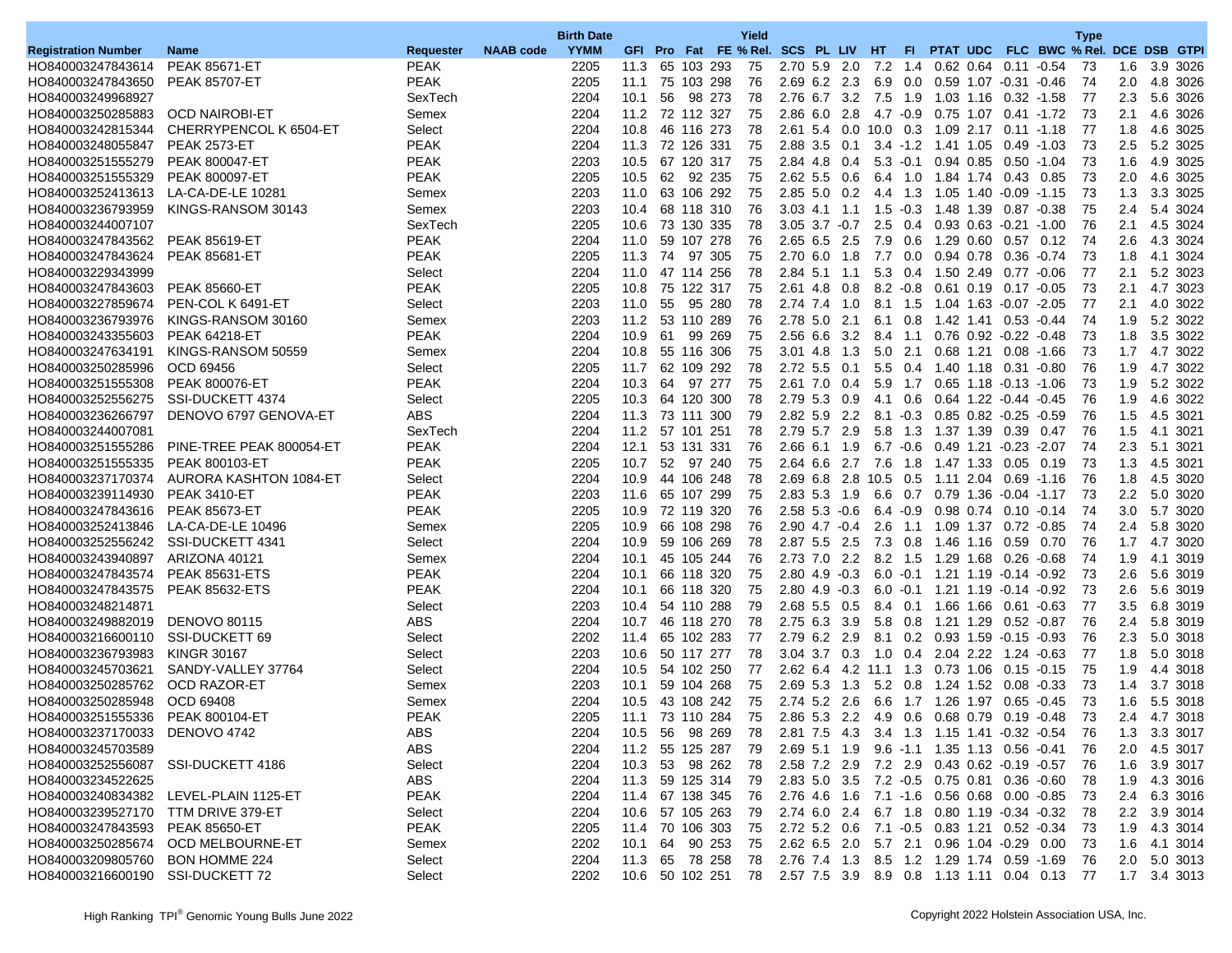| Registration Number | Name | Requester | NAAB code | Birth Date YYMM | GFI | Pro | Fat | FE | Yield % Rel. | SCS | PL | LIV | HT | FI | PTAT | UDC | FLC | BWC | Type % Rel. | DCE | DSB | GTPI |
|---|---|---|---|---|---|---|---|---|---|---|---|---|---|---|---|---|---|---|---|---|---|---|
| HO840003247843614 | PEAK 85671-ET | PEAK | | 2205 | 11.3 | 65 | 103 | 293 | 75 | 2.70 | 5.9 | 2.0 | 7.2 | 1.4 | 0.62 | 0.64 | 0.11 | -0.54 | 73 | 1.6 | 3.9 | 3026 |
| HO840003247843650 | PEAK 85707-ET | PEAK | | 2205 | 11.1 | 75 | 103 | 298 | 76 | 2.69 | 6.2 | 2.3 | 6.9 | 0.0 | 0.59 | 1.07 | -0.31 | -0.46 | 74 | 2.0 | 4.8 | 3026 |
| HO840003249968927 | | SexTech | | 2204 | 10.1 | 56 | 98 | 273 | 78 | 2.76 | 6.7 | 3.2 | 7.5 | 1.9 | 1.03 | 1.16 | 0.32 | -1.58 | 77 | 2.3 | 5.6 | 3026 |
| HO840003250285883 | OCD NAIROBI-ET | Semex | | 2204 | 11.2 | 72 | 112 | 327 | 75 | 2.86 | 6.0 | 2.8 | 4.7 | -0.9 | 0.75 | 1.07 | 0.41 | -1.72 | 73 | 2.1 | 4.6 | 3026 |
| HO840003242815344 | CHERRYPENCOL K 6504-ET | Select | | 2204 | 10.8 | 46 | 116 | 273 | 78 | 2.61 | 5.4 | 0.0 | 10.0 | 0.3 | 1.09 | 2.17 | 0.11 | -1.18 | 77 | 1.8 | 4.6 | 3025 |
| HO840003248055847 | PEAK 2573-ET | PEAK | | 2204 | 11.3 | 72 | 126 | 331 | 75 | 2.88 | 3.5 | 0.1 | 3.4 | -1.2 | 1.41 | 1.05 | 0.49 | -1.03 | 73 | 2.5 | 5.2 | 3025 |
| HO840003251555279 | PEAK 800047-ET | PEAK | | 2203 | 10.5 | 67 | 120 | 317 | 75 | 2.84 | 4.8 | 0.4 | 5.3 | -0.1 | 0.94 | 0.85 | 0.50 | -1.04 | 73 | 1.6 | 4.9 | 3025 |
| HO840003251555329 | PEAK 800097-ET | PEAK | | 2205 | 10.5 | 62 | 92 | 235 | 75 | 2.62 | 5.5 | 0.6 | 6.4 | 1.0 | 1.84 | 1.74 | 0.43 | 0.85 | 73 | 2.0 | 4.6 | 3025 |
| HO840003252413613 | LA-CA-DE-LE 10281 | Semex | | 2203 | 11.0 | 63 | 106 | 292 | 75 | 2.85 | 5.0 | 0.2 | 4.4 | 1.3 | 1.05 | 1.40 | -0.09 | -1.15 | 73 | 1.3 | 3.3 | 3025 |
| HO840003236793959 | KINGS-RANSOM 30143 | Semex | | 2203 | 10.4 | 68 | 118 | 310 | 76 | 3.03 | 4.1 | 1.1 | 1.5 | -0.3 | 1.48 | 1.39 | 0.87 | -0.38 | 75 | 2.4 | 5.4 | 3024 |
| HO840003244007107 | | SexTech | | 2205 | 10.6 | 73 | 130 | 335 | 78 | 3.05 | 3.7 | -0.7 | 2.5 | 0.4 | 0.93 | 0.63 | -0.21 | -1.00 | 76 | 2.1 | 4.5 | 3024 |
| HO840003247843562 | PEAK 85619-ET | PEAK | | 2204 | 11.0 | 59 | 107 | 278 | 76 | 2.65 | 6.5 | 2.5 | 7.9 | 0.6 | 1.29 | 0.60 | 0.57 | 0.12 | 74 | 2.6 | 4.3 | 3024 |
| HO840003247843624 | PEAK 85681-ET | PEAK | | 2205 | 11.3 | 74 | 97 | 305 | 75 | 2.70 | 6.0 | 1.8 | 7.7 | 0.0 | 0.94 | 0.78 | 0.36 | -0.74 | 73 | 1.8 | 4.1 | 3024 |
| HO840003229343999 | | Select | | 2204 | 11.0 | 47 | 114 | 256 | 78 | 2.84 | 5.1 | 1.1 | 5.3 | 0.4 | 1.50 | 2.49 | 0.77 | -0.06 | 77 | 2.1 | 5.2 | 3023 |
| HO840003247843603 | PEAK 85660-ET | PEAK | | 2205 | 10.8 | 75 | 122 | 317 | 75 | 2.61 | 4.8 | 0.8 | 8.2 | -0.8 | 0.61 | 0.19 | 0.17 | -0.05 | 73 | 2.1 | 4.7 | 3023 |
| HO840003227859674 | PEN-COL K 6491-ET | Select | | 2203 | 11.0 | 55 | 95 | 280 | 78 | 2.74 | 7.4 | 1.0 | 8.1 | 1.5 | 1.04 | 1.63 | -0.07 | -2.05 | 77 | 2.1 | 4.0 | 3022 |
| HO840003236793976 | KINGS-RANSOM 30160 | Semex | | 2203 | 11.2 | 53 | 110 | 289 | 76 | 2.78 | 5.0 | 2.1 | 6.1 | 0.8 | 1.42 | 1.41 | 0.53 | -0.44 | 74 | 1.9 | 5.2 | 3022 |
| HO840003243355603 | PEAK 64218-ET | PEAK | | 2204 | 10.9 | 61 | 99 | 269 | 75 | 2.56 | 6.6 | 3.2 | 8.4 | 1.1 | 0.76 | 0.92 | -0.22 | -0.48 | 73 | 1.8 | 3.5 | 3022 |
| HO840003247634191 | KINGS-RANSOM 50559 | Semex | | 2204 | 10.8 | 55 | 116 | 306 | 75 | 3.01 | 4.8 | 1.3 | 5.0 | 2.1 | 0.68 | 1.21 | 0.08 | -1.66 | 73 | 1.7 | 4.7 | 3022 |
| HO840003250285996 | OCD 69456 | Select | | 2205 | 11.7 | 62 | 109 | 292 | 78 | 2.72 | 5.5 | 0.1 | 5.5 | 0.4 | 1.40 | 1.18 | 0.31 | -0.80 | 76 | 1.9 | 4.7 | 3022 |
| HO840003251555308 | PEAK 800076-ET | PEAK | | 2204 | 10.3 | 64 | 97 | 277 | 75 | 2.61 | 7.0 | 0.4 | 5.9 | 1.7 | 0.65 | 1.18 | -0.13 | -1.06 | 73 | 1.9 | 5.2 | 3022 |
| HO840003252556275 | SSI-DUCKETT 4374 | Select | | 2205 | 10.3 | 64 | 120 | 300 | 78 | 2.79 | 5.3 | 0.9 | 4.1 | 0.6 | 0.64 | 1.22 | -0.44 | -0.45 | 76 | 1.9 | 4.6 | 3022 |
| HO840003236266797 | DENOVO 6797 GENOVA-ET | ABS | | 2204 | 11.3 | 73 | 111 | 300 | 79 | 2.82 | 5.9 | 2.2 | 8.1 | -0.3 | 0.85 | 0.82 | -0.25 | -0.59 | 76 | 1.5 | 4.5 | 3021 |
| HO840003244007081 | | SexTech | | 2204 | 11.2 | 57 | 101 | 251 | 78 | 2.79 | 5.7 | 2.9 | 5.8 | 1.3 | 1.37 | 1.39 | 0.39 | 0.47 | 76 | 1.5 | 4.1 | 3021 |
| HO840003251555286 | PINE-TREE PEAK 800054-ET | PEAK | | 2204 | 12.1 | 53 | 131 | 331 | 76 | 2.66 | 6.1 | 1.9 | 6.7 | -0.6 | 0.49 | 1.21 | -0.23 | -2.07 | 74 | 2.3 | 5.1 | 3021 |
| HO840003251555335 | PEAK 800103-ET | PEAK | | 2205 | 10.7 | 52 | 97 | 240 | 75 | 2.64 | 6.6 | 2.7 | 7.6 | 1.8 | 1.47 | 1.33 | 0.05 | 0.19 | 73 | 1.3 | 4.5 | 3021 |
| HO840003237170374 | AURORA KASHTON 1084-ET | Select | | 2204 | 10.9 | 44 | 106 | 248 | 78 | 2.69 | 6.8 | 2.8 | 10.5 | 0.5 | 1.11 | 2.04 | 0.69 | -1.16 | 76 | 1.8 | 4.5 | 3020 |
| HO840003239114930 | PEAK 3410-ET | PEAK | | 2203 | 11.6 | 65 | 107 | 299 | 75 | 2.83 | 5.3 | 1.9 | 6.6 | 0.7 | 0.79 | 1.36 | -0.04 | -1.17 | 73 | 2.2 | 5.0 | 3020 |
| HO840003247843616 | PEAK 85673-ET | PEAK | | 2205 | 10.9 | 72 | 119 | 320 | 76 | 2.58 | 5.3 | -0.6 | 6.4 | -0.9 | 0.98 | 0.74 | 0.10 | -0.14 | 74 | 3.0 | 5.7 | 3020 |
| HO840003252413846 | LA-CA-DE-LE 10496 | Semex | | 2205 | 10.9 | 66 | 108 | 298 | 76 | 2.90 | 4.7 | -0.4 | 2.6 | 1.1 | 1.09 | 1.37 | 0.72 | -0.85 | 74 | 2.4 | 5.8 | 3020 |
| HO840003252556242 | SSI-DUCKETT 4341 | Select | | 2204 | 10.9 | 59 | 106 | 269 | 78 | 2.87 | 5.5 | 2.5 | 7.3 | 0.8 | 1.46 | 1.16 | 0.59 | 0.70 | 76 | 1.7 | 4.7 | 3020 |
| HO840003243940897 | ARIZONA 40121 | Semex | | 2204 | 10.1 | 45 | 105 | 244 | 76 | 2.73 | 7.0 | 2.2 | 8.2 | 1.5 | 1.29 | 1.68 | 0.26 | -0.68 | 74 | 1.9 | 4.1 | 3019 |
| HO840003247843574 | PEAK 85631-ETS | PEAK | | 2204 | 10.1 | 66 | 118 | 320 | 76 | 2.80 | 4.9 | -0.3 | 6.0 | -0.1 | 1.21 | 1.19 | -0.14 | -0.92 | 73 | 2.6 | 5.6 | 3019 |
| HO840003247843575 | PEAK 85632-ETS | PEAK | | 2204 | 10.1 | 66 | 118 | 320 | 75 | 2.80 | 4.9 | -0.3 | 6.0 | -0.1 | 1.21 | 1.19 | -0.14 | -0.92 | 73 | 2.6 | 5.6 | 3019 |
| HO840003248214871 | | Select | | 2203 | 10.4 | 54 | 110 | 288 | 79 | 2.68 | 5.5 | 0.5 | 8.4 | 0.1 | 1.66 | 1.66 | 0.61 | -0.63 | 77 | 3.5 | 6.8 | 3019 |
| HO840003249882019 | DENOVO 80115 | ABS | | 2204 | 10.7 | 46 | 118 | 270 | 78 | 2.75 | 6.3 | 3.9 | 5.8 | 0.8 | 1.21 | 1.29 | 0.52 | -0.87 | 76 | 2.4 | 5.8 | 3019 |
| HO840003216600110 | SSI-DUCKETT 69 | Select | | 2202 | 11.4 | 65 | 102 | 283 | 77 | 2.79 | 6.2 | 2.9 | 8.1 | 0.2 | 0.93 | 1.59 | -0.15 | -0.93 | 76 | 2.3 | 5.0 | 3018 |
| HO840003236793983 | KINGR 30167 | Select | | 2203 | 10.6 | 50 | 117 | 277 | 78 | 3.04 | 3.7 | 0.3 | 1.0 | 0.4 | 2.04 | 2.22 | 1.24 | -0.63 | 77 | 1.8 | 5.0 | 3018 |
| HO840003245703621 | SANDY-VALLEY 37764 | Select | | 2204 | 10.5 | 54 | 102 | 250 | 77 | 2.62 | 6.4 | 4.2 | 11.1 | 1.3 | 0.73 | 1.06 | 0.15 | -0.15 | 75 | 1.9 | 4.4 | 3018 |
| HO840003250285762 | OCD RAZOR-ET | Semex | | 2203 | 10.1 | 59 | 104 | 268 | 75 | 2.69 | 5.3 | 1.3 | 5.2 | 0.8 | 1.24 | 1.52 | 0.08 | -0.33 | 73 | 1.4 | 3.7 | 3018 |
| HO840003250285948 | OCD 69408 | Semex | | 2204 | 10.5 | 43 | 108 | 242 | 75 | 2.74 | 5.2 | 2.6 | 6.6 | 1.7 | 1.26 | 1.97 | 0.65 | -0.45 | 73 | 1.6 | 5.5 | 3018 |
| HO840003251555336 | PEAK 800104-ET | PEAK | | 2205 | 11.1 | 73 | 110 | 284 | 75 | 2.86 | 5.3 | 2.2 | 4.9 | 0.6 | 0.68 | 0.79 | 0.19 | -0.48 | 73 | 2.4 | 4.7 | 3018 |
| HO840003237170033 | DENOVO 4742 | ABS | | 2204 | 10.5 | 56 | 98 | 269 | 78 | 2.81 | 7.5 | 4.3 | 3.4 | 1.3 | 1.15 | 1.41 | -0.32 | -0.54 | 76 | 1.3 | 3.3 | 3017 |
| HO840003245703589 | | ABS | | 2204 | 11.2 | 55 | 125 | 287 | 79 | 2.69 | 5.1 | 1.9 | 9.6 | -1.1 | 1.35 | 1.13 | 0.56 | -0.41 | 76 | 2.0 | 4.5 | 3017 |
| HO840003252556087 | SSI-DUCKETT 4186 | Select | | 2204 | 10.3 | 53 | 98 | 262 | 78 | 2.58 | 7.2 | 2.9 | 7.2 | 2.9 | 0.43 | 0.62 | -0.19 | -0.57 | 76 | 1.6 | 3.9 | 3017 |
| HO840003234522625 | | ABS | | 2204 | 11.3 | 59 | 125 | 314 | 79 | 2.83 | 5.0 | 3.5 | 7.2 | -0.5 | 0.75 | 0.81 | 0.36 | -0.60 | 78 | 1.9 | 4.3 | 3016 |
| HO840003240834382 | LEVEL-PLAIN 1125-ET | PEAK | | 2204 | 11.4 | 67 | 138 | 345 | 76 | 2.76 | 4.6 | 1.6 | 7.1 | -1.6 | 0.56 | 0.68 | 0.00 | -0.85 | 73 | 2.4 | 6.3 | 3016 |
| HO840003239527170 | TTM DRIVE 379-ET | Select | | 2204 | 10.6 | 57 | 105 | 263 | 79 | 2.74 | 6.0 | 2.4 | 6.7 | 1.8 | 0.80 | 1.19 | -0.34 | -0.32 | 78 | 2.2 | 3.9 | 3014 |
| HO840003247843593 | PEAK 85650-ET | PEAK | | 2205 | 11.4 | 70 | 106 | 303 | 75 | 2.72 | 5.2 | 0.6 | 7.1 | -0.5 | 0.83 | 1.21 | 0.52 | -0.34 | 73 | 1.9 | 4.3 | 3014 |
| HO840003250285674 | OCD MELBOURNE-ET | Semex | | 2202 | 10.1 | 64 | 90 | 253 | 75 | 2.62 | 6.5 | 2.0 | 5.7 | 2.1 | 0.96 | 1.04 | -0.29 | 0.00 | 73 | 1.6 | 4.1 | 3014 |
| HO840003209805760 | BON HOMME 224 | Select | | 2204 | 11.3 | 65 | 78 | 258 | 78 | 2.76 | 7.4 | 1.3 | 8.5 | 1.2 | 1.29 | 1.74 | 0.59 | -1.69 | 76 | 2.0 | 5.0 | 3013 |
| HO840003216600190 | SSI-DUCKETT 72 | Select | | 2202 | 10.6 | 50 | 102 | 251 | 78 | 2.57 | 7.5 | 3.9 | 8.9 | 0.8 | 1.13 | 1.11 | 0.04 | 0.13 | 77 | 1.7 | 3.4 | 3013 |

High Ranking TPI® Genomic Young Bulls June 2022

Copyright 2022 Holstein Association USA, Inc.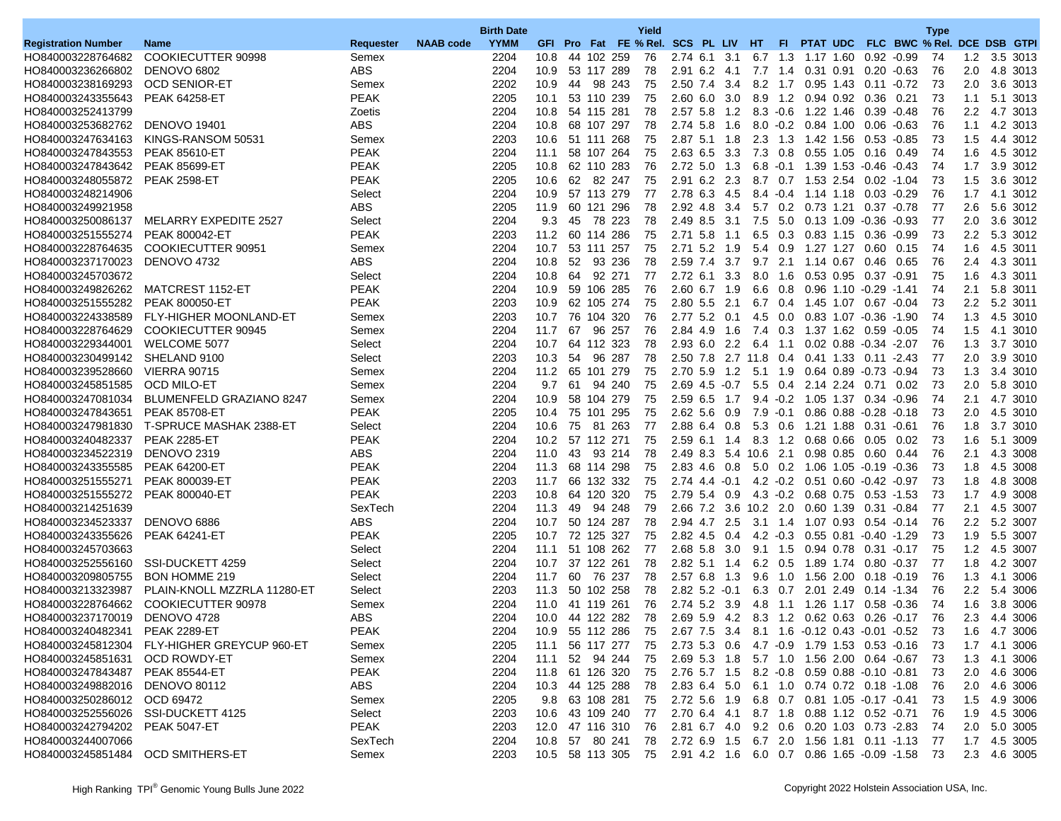| Registration Number | Name | Requester | NAAB code | Birth Date YYMM | GFI | Pro | Fat | FE | Yield % Rel. | SCS | PL | LIV | HT | FI | PTAT | UDC | FLC | BWC | Type % Rel. | DCE | DSB | GTPI |
|---|---|---|---|---|---|---|---|---|---|---|---|---|---|---|---|---|---|---|---|---|---|---|
| HO840003228764682 | COOKIECUTTER 90998 | Semex | | 2204 | 10.8 | 44 | 102 | 259 | 76 | 2.74 | 6.1 | 3.1 | 6.7 | 1.3 | 1.17 | 1.60 | 0.92 | -0.99 | 74 | 1.2 | 3.5 | 3013 |
| HO840003236266802 | DENOVO 6802 | ABS | | 2204 | 10.9 | 53 | 117 | 289 | 78 | 2.91 | 6.2 | 4.1 | 7.7 | 1.4 | 0.31 | 0.91 | 0.20 | -0.63 | 76 | 2.0 | 4.8 | 3013 |
| HO840003238169293 | OCD SENIOR-ET | Semex | | 2202 | 10.9 | 44 | 98 | 243 | 75 | 2.50 | 7.4 | 3.4 | 8.2 | 1.7 | 0.95 | 1.43 | 0.11 | -0.72 | 73 | 2.0 | 3.6 | 3013 |
| HO840003243355643 | PEAK 64258-ET | PEAK | | 2205 | 10.1 | 53 | 110 | 239 | 75 | 2.60 | 6.0 | 3.0 | 8.9 | 1.2 | 0.94 | 0.92 | 0.36 | 0.21 | 73 | 1.1 | 5.1 | 3013 |
| HO840003252413799 | | Zoetis | | 2204 | 10.8 | 54 | 115 | 281 | 78 | 2.57 | 5.8 | 1.2 | 8.3 | -0.6 | 1.22 | 1.46 | 0.39 | -0.48 | 76 | 2.2 | 4.7 | 3013 |
| HO840003253682762 | DENOVO 19401 | ABS | | 2204 | 10.8 | 68 | 107 | 297 | 78 | 2.74 | 5.8 | 1.6 | 8.0 | -0.2 | 0.84 | 1.00 | 0.06 | -0.63 | 76 | 1.1 | 4.2 | 3013 |
| HO840003247634163 | KINGS-RANSOM 50531 | Semex | | 2203 | 10.6 | 51 | 111 | 268 | 75 | 2.87 | 5.1 | 1.8 | 2.3 | 1.3 | 1.42 | 1.56 | 0.53 | -0.85 | 73 | 1.5 | 4.4 | 3012 |
| HO840003247843553 | PEAK 85610-ET | PEAK | | 2204 | 11.1 | 58 | 107 | 264 | 75 | 2.63 | 6.5 | 3.3 | 7.3 | 0.8 | 0.55 | 1.05 | 0.16 | 0.49 | 74 | 1.6 | 4.5 | 3012 |
| HO840003247843642 | PEAK 85699-ET | PEAK | | 2205 | 10.8 | 62 | 110 | 283 | 76 | 2.72 | 5.0 | 1.3 | 6.8 | -0.1 | 1.39 | 1.53 | -0.46 | -0.43 | 74 | 1.7 | 3.9 | 3012 |
| HO840003248055872 | PEAK 2598-ET | PEAK | | 2205 | 10.6 | 62 | 82 | 247 | 75 | 2.91 | 6.2 | 2.3 | 8.7 | 0.7 | 1.53 | 2.54 | 0.02 | -1.04 | 73 | 1.5 | 3.6 | 3012 |
| HO840003248214906 | | Select | | 2204 | 10.9 | 57 | 113 | 279 | 77 | 2.78 | 6.3 | 4.5 | 8.4 | -0.4 | 1.14 | 1.18 | 0.03 | -0.29 | 76 | 1.7 | 4.1 | 3012 |
| HO840003249921958 | | ABS | | 2205 | 11.9 | 60 | 121 | 296 | 78 | 2.92 | 4.8 | 3.4 | 5.7 | 0.2 | 0.73 | 1.21 | 0.37 | -0.78 | 77 | 2.6 | 5.6 | 3012 |
| HO840003250086137 | MELARRY EXPEDITE 2527 | Select | | 2204 | 9.3 | 45 | 78 | 223 | 78 | 2.49 | 8.5 | 3.1 | 7.5 | 5.0 | 0.13 | 1.09 | -0.36 | -0.93 | 77 | 2.0 | 3.6 | 3012 |
| HO840003251555274 | PEAK 800042-ET | PEAK | | 2203 | 11.2 | 60 | 114 | 286 | 75 | 2.71 | 5.8 | 1.1 | 6.5 | 0.3 | 0.83 | 1.15 | 0.36 | -0.99 | 73 | 2.2 | 5.3 | 3012 |
| HO840003228764635 | COOKIECUTTER 90951 | Semex | | 2204 | 10.7 | 53 | 111 | 257 | 75 | 2.71 | 5.2 | 1.9 | 5.4 | 0.9 | 1.27 | 1.27 | 0.60 | 0.15 | 74 | 1.6 | 4.5 | 3011 |
| HO840003237170023 | DENOVO 4732 | ABS | | 2204 | 10.8 | 52 | 93 | 236 | 78 | 2.59 | 7.4 | 3.7 | 9.7 | 2.1 | 1.14 | 0.67 | 0.46 | 0.65 | 76 | 2.4 | 4.3 | 3011 |
| HO840003245703672 | | Select | | 2204 | 10.8 | 64 | 92 | 271 | 77 | 2.72 | 6.1 | 3.3 | 8.0 | 1.6 | 0.53 | 0.95 | 0.37 | -0.91 | 75 | 1.6 | 4.3 | 3011 |
| HO840003249826262 | MATCREST 1152-ET | PEAK | | 2204 | 10.9 | 59 | 106 | 285 | 76 | 2.60 | 6.7 | 1.9 | 6.6 | 0.8 | 0.96 | 1.10 | -0.29 | -1.41 | 74 | 2.1 | 5.8 | 3011 |
| HO840003251555282 | PEAK 800050-ET | PEAK | | 2203 | 10.9 | 62 | 105 | 274 | 75 | 2.80 | 5.5 | 2.1 | 6.7 | 0.4 | 1.45 | 1.07 | 0.67 | -0.04 | 73 | 2.2 | 5.2 | 3011 |
| HO840003224338589 | FLY-HIGHER MOONLAND-ET | Semex | | 2203 | 10.7 | 76 | 104 | 320 | 76 | 2.77 | 5.2 | 0.1 | 4.5 | 0.0 | 0.83 | 1.07 | -0.36 | -1.90 | 74 | 1.3 | 4.5 | 3010 |
| HO840003228764629 | COOKIECUTTER 90945 | Semex | | 2204 | 11.7 | 67 | 96 | 257 | 76 | 2.84 | 4.9 | 1.6 | 7.4 | 0.3 | 1.37 | 1.62 | 0.59 | -0.05 | 74 | 1.5 | 4.1 | 3010 |
| HO840003229344001 | WELCOME 5077 | Select | | 2204 | 10.7 | 64 | 112 | 323 | 78 | 2.93 | 6.0 | 2.2 | 6.4 | 1.1 | 0.02 | 0.88 | -0.34 | -2.07 | 76 | 1.3 | 3.7 | 3010 |
| HO840003230499142 | SHELAND 9100 | Select | | 2203 | 10.3 | 54 | 96 | 287 | 78 | 2.50 | 7.8 | 2.7 | 11.8 | 0.4 | 0.41 | 1.33 | 0.11 | -2.43 | 77 | 2.0 | 3.9 | 3010 |
| HO840003239528660 | VIERRA 90715 | Semex | | 2204 | 11.2 | 65 | 101 | 279 | 75 | 2.70 | 5.9 | 1.2 | 5.1 | 1.9 | 0.64 | 0.89 | -0.73 | -0.94 | 73 | 1.3 | 3.4 | 3010 |
| HO840003245851585 | OCD MILO-ET | Semex | | 2204 | 9.7 | 61 | 94 | 240 | 75 | 2.69 | 4.5 | -0.7 | 5.5 | 0.4 | 2.14 | 2.24 | 0.71 | 0.02 | 73 | 2.0 | 5.8 | 3010 |
| HO840003247081034 | BLUMENFELD GRAZIANO 8247 | Semex | | 2204 | 10.9 | 58 | 104 | 279 | 75 | 2.59 | 6.5 | 1.7 | 9.4 | -0.2 | 1.05 | 1.37 | 0.34 | -0.96 | 74 | 2.1 | 4.7 | 3010 |
| HO840003247843651 | PEAK 85708-ET | PEAK | | 2205 | 10.4 | 75 | 101 | 295 | 75 | 2.62 | 5.6 | 0.9 | 7.9 | -0.1 | 0.86 | 0.88 | -0.28 | -0.18 | 73 | 2.0 | 4.5 | 3010 |
| HO840003247981830 | T-SPRUCE MASHAK 2388-ET | Select | | 2204 | 10.6 | 75 | 81 | 263 | 77 | 2.88 | 6.4 | 0.8 | 5.3 | 0.6 | 1.21 | 1.88 | 0.31 | -0.61 | 76 | 1.8 | 3.7 | 3010 |
| HO840003240482337 | PEAK 2285-ET | PEAK | | 2204 | 10.2 | 57 | 112 | 271 | 75 | 2.59 | 6.1 | 1.4 | 8.3 | 1.2 | 0.68 | 0.66 | 0.05 | 0.02 | 73 | 1.6 | 5.1 | 3009 |
| HO840003234522319 | DENOVO 2319 | ABS | | 2204 | 11.0 | 43 | 93 | 214 | 78 | 2.49 | 8.3 | 5.4 | 10.6 | 2.1 | 0.98 | 0.85 | 0.60 | 0.44 | 76 | 2.1 | 4.3 | 3008 |
| HO840003243355585 | PEAK 64200-ET | PEAK | | 2204 | 11.3 | 68 | 114 | 298 | 75 | 2.83 | 4.6 | 0.8 | 5.0 | 0.2 | 1.06 | 1.05 | -0.19 | -0.36 | 73 | 1.8 | 4.5 | 3008 |
| HO840003251555271 | PEAK 800039-ET | PEAK | | 2203 | 11.7 | 66 | 132 | 332 | 75 | 2.74 | 4.4 | -0.1 | 4.2 | -0.2 | 0.51 | 0.60 | -0.42 | -0.97 | 73 | 1.8 | 4.8 | 3008 |
| HO840003251555272 | PEAK 800040-ET | PEAK | | 2203 | 10.8 | 64 | 120 | 320 | 75 | 2.79 | 5.4 | 0.9 | 4.3 | -0.2 | 0.68 | 0.75 | 0.53 | -1.53 | 73 | 1.7 | 4.9 | 3008 |
| HO840003214251639 | | SexTech | | 2204 | 11.3 | 49 | 94 | 248 | 79 | 2.66 | 7.2 | 3.6 | 10.2 | 2.0 | 0.60 | 1.39 | 0.31 | -0.84 | 77 | 2.1 | 4.5 | 3007 |
| HO840003234523337 | DENOVO 6886 | ABS | | 2204 | 10.7 | 50 | 124 | 287 | 78 | 2.94 | 4.7 | 2.5 | 3.1 | 1.4 | 1.07 | 0.93 | 0.54 | -0.14 | 76 | 2.2 | 5.2 | 3007 |
| HO840003243355626 | PEAK 64241-ET | PEAK | | 2205 | 10.7 | 72 | 125 | 327 | 75 | 2.82 | 4.5 | 0.4 | 4.2 | -0.3 | 0.55 | 0.81 | -0.40 | -1.29 | 73 | 1.9 | 5.5 | 3007 |
| HO840003245703663 | | Select | | 2204 | 11.1 | 51 | 108 | 262 | 77 | 2.68 | 5.8 | 3.0 | 9.1 | 1.5 | 0.94 | 0.78 | 0.31 | -0.17 | 75 | 1.2 | 4.5 | 3007 |
| HO840003252556160 | SSI-DUCKETT 4259 | Select | | 2204 | 10.7 | 37 | 122 | 261 | 78 | 2.82 | 5.1 | 1.4 | 6.2 | 0.5 | 1.89 | 1.74 | 0.80 | -0.37 | 77 | 1.8 | 4.2 | 3007 |
| HO840003209805755 | BON HOMME 219 | Select | | 2204 | 11.7 | 60 | 76 | 237 | 78 | 2.57 | 6.8 | 1.3 | 9.6 | 1.0 | 1.56 | 2.00 | 0.18 | -0.19 | 76 | 1.3 | 4.1 | 3006 |
| HO840003213323987 | PLAIN-KNOLL MZZRLA 11280-ET | Select | | 2203 | 11.3 | 50 | 102 | 258 | 78 | 2.82 | 5.2 | -0.1 | 6.3 | 0.7 | 2.01 | 2.49 | 0.14 | -1.34 | 76 | 2.2 | 5.4 | 3006 |
| HO840003228764662 | COOKIECUTTER 90978 | Semex | | 2204 | 11.0 | 41 | 119 | 261 | 76 | 2.74 | 5.2 | 3.9 | 4.8 | 1.1 | 1.26 | 1.17 | 0.58 | -0.36 | 74 | 1.6 | 3.8 | 3006 |
| HO840003237170019 | DENOVO 4728 | ABS | | 2204 | 10.0 | 44 | 122 | 282 | 78 | 2.69 | 5.9 | 4.2 | 8.3 | 1.2 | 0.62 | 0.63 | 0.26 | -0.17 | 76 | 2.3 | 4.4 | 3006 |
| HO840003240482341 | PEAK 2289-ET | PEAK | | 2204 | 10.9 | 55 | 112 | 286 | 75 | 2.67 | 7.5 | 3.4 | 8.1 | 1.6 | -0.12 | 0.43 | -0.01 | -0.52 | 73 | 1.6 | 4.7 | 3006 |
| HO840003245812304 | FLY-HIGHER GREYCUP 960-ET | Semex | | 2205 | 11.1 | 56 | 117 | 277 | 75 | 2.73 | 5.3 | 0.6 | 4.7 | -0.9 | 1.79 | 1.53 | 0.53 | -0.16 | 73 | 1.7 | 4.1 | 3006 |
| HO840003245851631 | OCD ROWDY-ET | Semex | | 2204 | 11.1 | 52 | 94 | 244 | 75 | 2.69 | 5.3 | 1.8 | 5.7 | 1.0 | 1.56 | 2.00 | 0.64 | -0.67 | 73 | 1.3 | 4.1 | 3006 |
| HO840003247843487 | PEAK 85544-ET | PEAK | | 2204 | 11.8 | 61 | 126 | 320 | 75 | 2.76 | 5.7 | 1.5 | 8.2 | -0.8 | 0.59 | 0.88 | -0.10 | -0.81 | 73 | 2.0 | 4.6 | 3006 |
| HO840003249882016 | DENOVO 80112 | ABS | | 2204 | 10.3 | 44 | 125 | 288 | 78 | 2.83 | 6.4 | 5.0 | 6.1 | 1.0 | 0.74 | 0.72 | 0.18 | -1.08 | 76 | 2.0 | 4.6 | 3006 |
| HO840003250286012 | OCD 69472 | Semex | | 2205 | 9.8 | 63 | 108 | 281 | 75 | 2.72 | 5.6 | 1.9 | 6.8 | 0.7 | 0.81 | 1.05 | -0.17 | -0.41 | 73 | 1.5 | 4.9 | 3006 |
| HO840003252556026 | SSI-DUCKETT 4125 | Select | | 2203 | 10.6 | 43 | 109 | 240 | 77 | 2.70 | 6.4 | 4.1 | 8.7 | 1.8 | 0.88 | 1.12 | 0.52 | -0.71 | 76 | 1.9 | 4.5 | 3006 |
| HO840003242794202 | PEAK 5047-ET | PEAK | | 2203 | 12.0 | 47 | 116 | 310 | 76 | 2.81 | 6.7 | 4.0 | 9.2 | 0.6 | 0.20 | 1.03 | 0.73 | -2.83 | 74 | 2.0 | 5.0 | 3005 |
| HO840003244007066 | | SexTech | | 2204 | 10.8 | 57 | 80 | 241 | 78 | 2.72 | 6.9 | 1.5 | 6.7 | 2.0 | 1.56 | 1.81 | 0.11 | -1.13 | 77 | 1.7 | 4.5 | 3005 |
| HO840003245851484 | OCD SMITHERS-ET | Semex | | 2203 | 10.5 | 58 | 113 | 305 | 75 | 2.91 | 4.2 | 1.6 | 6.0 | 0.7 | 0.86 | 1.65 | -0.09 | -1.58 | 73 | 2.3 | 4.6 | 3005 |

High Ranking TPI® Genomic Young Bulls June 2022

Copyright 2022 Holstein Association USA, Inc.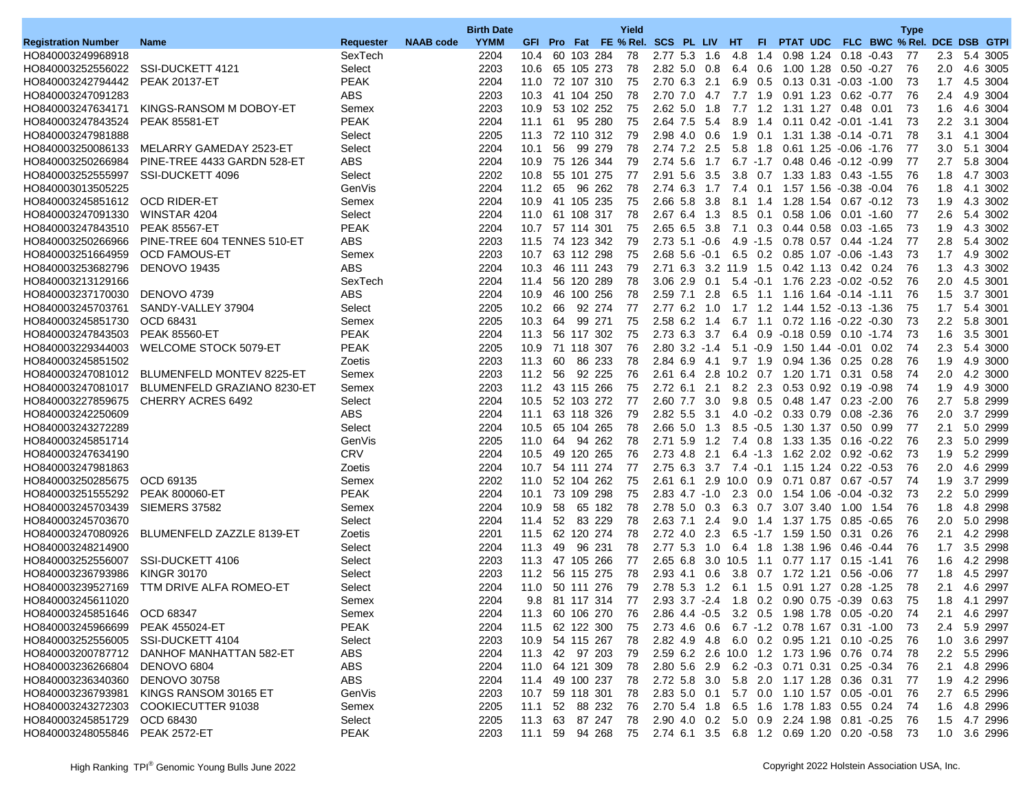| Registration Number | Name | Requester | NAAB code | Birth Date YYMM | GFI | Pro | Fat | FE | Yield % Rel. | SCS | PL | LIV | HT | FI | PTAT | UDC | FLC | BWC | Type % Rel. | DCE | DSB | GTPI |
|---|---|---|---|---|---|---|---|---|---|---|---|---|---|---|---|---|---|---|---|---|---|---|
| HO840003249968918 | | SexTech | | 2204 | 10.4 | 60 | 103 | 284 | 78 | 2.77 | 5.3 | 1.6 | 4.8 | 1.4 | 0.98 | 1.24 | 0.18 | -0.43 | 77 | 2.3 | 5.4 | 3005 |
| HO840003252556022 | SSI-DUCKETT 4121 | Select | | 2203 | 10.6 | 65 | 105 | 273 | 78 | 2.82 | 5.0 | 0.8 | 6.4 | 0.6 | 1.00 | 1.28 | 0.50 | -0.27 | 76 | 2.0 | 4.6 | 3005 |
| HO840003242794442 | PEAK 20137-ET | PEAK | | 2204 | 11.0 | 72 | 107 | 310 | 75 | 2.70 | 6.3 | 2.1 | 6.9 | 0.5 | 0.13 | 0.31 | -0.03 | -1.00 | 73 | 1.7 | 4.5 | 3004 |
| HO840003247091283 | | ABS | | 2203 | 10.3 | 41 | 104 | 250 | 78 | 2.70 | 7.0 | 4.7 | 7.7 | 1.9 | 0.91 | 1.23 | 0.62 | -0.77 | 76 | 2.4 | 4.9 | 3004 |
| HO840003247634171 | KINGS-RANSOM M DOBOY-ET | Semex | | 2203 | 10.9 | 53 | 102 | 252 | 75 | 2.62 | 5.0 | 1.8 | 7.7 | 1.2 | 1.31 | 1.27 | 0.48 | 0.01 | 73 | 1.6 | 4.6 | 3004 |
| HO840003247843524 | PEAK 85581-ET | PEAK | | 2204 | 11.1 | 61 | 95 | 280 | 75 | 2.64 | 7.5 | 5.4 | 8.9 | 1.4 | 0.11 | 0.42 | -0.01 | -1.41 | 73 | 2.2 | 3.1 | 3004 |
| HO840003247981888 | | Select | | 2205 | 11.3 | 72 | 110 | 312 | 79 | 2.98 | 4.0 | 0.6 | 1.9 | 0.1 | 1.31 | 1.38 | -0.14 | -0.71 | 78 | 3.1 | 4.1 | 3004 |
| HO840003250086133 | MELARRY GAMEDAY 2523-ET | Select | | 2204 | 10.1 | 56 | 99 | 279 | 78 | 2.74 | 7.2 | 2.5 | 5.8 | 1.8 | 0.61 | 1.25 | -0.06 | -1.76 | 77 | 3.0 | 5.1 | 3004 |
| HO840003250266984 | PINE-TREE 4433 GARDN 528-ET | ABS | | 2204 | 10.9 | 75 | 126 | 344 | 79 | 2.74 | 5.6 | 1.7 | 6.7 | -1.7 | 0.48 | 0.46 | -0.12 | -0.99 | 77 | 2.7 | 5.8 | 3004 |
| HO840003252555997 | SSI-DUCKETT 4096 | Select | | 2202 | 10.8 | 55 | 101 | 275 | 77 | 2.91 | 5.6 | 3.5 | 3.8 | 0.7 | 1.33 | 1.83 | 0.43 | -1.55 | 76 | 1.8 | 4.7 | 3003 |
| HO840003013505225 | | GenVis | | 2204 | 11.2 | 65 | 96 | 262 | 78 | 2.74 | 6.3 | 1.7 | 7.4 | 0.1 | 1.57 | 1.56 | -0.38 | -0.04 | 76 | 1.8 | 4.1 | 3002 |
| HO840003245851612 | OCD RIDER-ET | Semex | | 2204 | 10.9 | 41 | 105 | 235 | 75 | 2.66 | 5.8 | 3.8 | 8.1 | 1.4 | 1.28 | 1.54 | 0.67 | -0.12 | 73 | 1.9 | 4.3 | 3002 |
| HO840003247091330 | WINSTAR 4204 | Select | | 2204 | 11.0 | 61 | 108 | 317 | 78 | 2.67 | 6.4 | 1.3 | 8.5 | 0.1 | 0.58 | 1.06 | 0.01 | -1.60 | 77 | 2.6 | 5.4 | 3002 |
| HO840003247843510 | PEAK 85567-ET | PEAK | | 2204 | 10.7 | 57 | 114 | 301 | 75 | 2.65 | 6.5 | 3.8 | 7.1 | 0.3 | 0.44 | 0.58 | 0.03 | -1.65 | 73 | 1.9 | 4.3 | 3002 |
| HO840003250266966 | PINE-TREE 604 TENNES 510-ET | ABS | | 2203 | 11.5 | 74 | 123 | 342 | 79 | 2.73 | 5.1 | -0.6 | 4.9 | -1.5 | 0.78 | 0.57 | 0.44 | -1.24 | 77 | 2.8 | 5.4 | 3002 |
| HO840003251664959 | OCD FAMOUS-ET | Semex | | 2203 | 10.7 | 63 | 112 | 298 | 75 | 2.68 | 5.6 | -0.1 | 6.5 | 0.2 | 0.85 | 1.07 | -0.06 | -1.43 | 73 | 1.7 | 4.9 | 3002 |
| HO840003253682796 | DENOVO 19435 | ABS | | 2204 | 10.3 | 46 | 111 | 243 | 79 | 2.71 | 6.3 | 3.2 | 11.9 | 1.5 | 0.42 | 1.13 | 0.42 | 0.24 | 76 | 1.3 | 4.3 | 3002 |
| HO840003213129166 | | SexTech | | 2204 | 11.4 | 56 | 120 | 289 | 78 | 3.06 | 2.9 | 0.1 | 5.4 | -0.1 | 1.76 | 2.23 | -0.02 | -0.52 | 76 | 2.0 | 4.5 | 3001 |
| HO840003237170030 | DENOVO 4739 | ABS | | 2204 | 10.9 | 46 | 100 | 256 | 78 | 2.59 | 7.1 | 2.8 | 6.5 | 1.1 | 1.16 | 1.64 | -0.14 | -1.11 | 76 | 1.5 | 3.7 | 3001 |
| HO840003245703761 | SANDY-VALLEY 37904 | Select | | 2205 | 10.2 | 66 | 92 | 274 | 77 | 2.77 | 6.2 | 1.0 | 1.7 | 1.2 | 1.44 | 1.52 | -0.13 | -1.36 | 75 | 1.7 | 5.4 | 3001 |
| HO840003245851730 | OCD 68431 | Semex | | 2205 | 10.3 | 64 | 99 | 271 | 75 | 2.58 | 6.2 | 1.4 | 6.7 | 1.1 | 0.72 | 1.16 | -0.22 | -0.30 | 73 | 2.2 | 5.8 | 3001 |
| HO840003247843502 | PEAK 85560-ET | PEAK | | 2204 | 11.3 | 56 | 117 | 302 | 75 | 2.73 | 6.3 | 3.7 | 6.4 | 0.9 | -0.18 | 0.59 | 0.10 | -1.74 | 73 | 1.6 | 3.5 | 3001 |
| HO840003229344003 | WELCOME STOCK 5079-ET | PEAK | | 2205 | 10.9 | 71 | 118 | 307 | 76 | 2.80 | 3.2 | -1.4 | 5.1 | -0.9 | 1.50 | 1.44 | -0.01 | 0.02 | 74 | 2.3 | 5.4 | 3000 |
| HO840003245851502 | | Zoetis | | 2203 | 11.3 | 60 | 86 | 233 | 78 | 2.84 | 6.9 | 4.1 | 9.7 | 1.9 | 0.94 | 1.36 | 0.25 | 0.28 | 76 | 1.9 | 4.9 | 3000 |
| HO840003247081012 | BLUMENFELD MONTEV 8225-ET | Semex | | 2203 | 11.2 | 56 | 92 | 225 | 76 | 2.61 | 6.4 | 2.8 | 10.2 | 0.7 | 1.20 | 1.71 | 0.31 | 0.58 | 74 | 2.0 | 4.2 | 3000 |
| HO840003247081017 | BLUMENFELD GRAZIANO 8230-ET | Semex | | 2203 | 11.2 | 43 | 115 | 266 | 77 | 2.72 | 6.1 | 2.1 | 8.2 | 2.3 | 0.53 | 0.92 | 0.19 | -0.98 | 74 | 1.9 | 4.9 | 3000 |
| HO840003227859675 | CHERRY ACRES 6492 | Select | | 2204 | 10.5 | 52 | 103 | 272 | 77 | 2.60 | 7.7 | 3.0 | 9.8 | 0.5 | 0.48 | 1.47 | 0.23 | -2.00 | 76 | 2.7 | 5.8 | 2999 |
| HO840003242250609 | | ABS | | 2204 | 11.1 | 63 | 118 | 326 | 79 | 2.82 | 5.5 | 3.1 | 4.0 | -0.2 | 0.33 | 0.79 | 0.08 | -2.36 | 76 | 2.0 | 3.7 | 2999 |
| HO840003243272289 | | Select | | 2204 | 10.5 | 65 | 104 | 265 | 78 | 2.66 | 5.0 | 1.3 | 8.5 | -0.5 | 1.30 | 1.37 | 0.50 | 0.99 | 77 | 2.1 | 5.0 | 2999 |
| HO840003245851714 | | GenVis | | 2205 | 11.0 | 64 | 94 | 262 | 78 | 2.71 | 5.9 | 1.2 | 7.4 | 0.8 | 1.33 | 1.35 | 0.16 | -0.22 | 76 | 2.3 | 5.0 | 2999 |
| HO840003247634190 | | CRV | | 2204 | 10.5 | 49 | 120 | 265 | 76 | 2.73 | 4.8 | 2.1 | 6.4 | -1.3 | 1.62 | 2.02 | 0.92 | -0.62 | 73 | 1.9 | 5.2 | 2999 |
| HO840003247981863 | | Zoetis | | 2204 | 10.7 | 54 | 111 | 274 | 77 | 2.75 | 6.3 | 3.7 | 7.4 | -0.1 | 1.15 | 1.24 | 0.22 | -0.53 | 76 | 2.0 | 4.6 | 2999 |
| HO840003250285675 | OCD 69135 | Semex | | 2202 | 11.0 | 52 | 104 | 262 | 75 | 2.61 | 6.1 | 2.9 | 10.0 | 0.9 | 0.71 | 0.87 | 0.67 | -0.57 | 74 | 1.9 | 3.7 | 2999 |
| HO840003251555292 | PEAK 800060-ET | PEAK | | 2204 | 10.1 | 73 | 109 | 298 | 75 | 2.83 | 4.7 | -1.0 | 2.3 | 0.0 | 1.54 | 1.06 | -0.04 | -0.32 | 73 | 2.2 | 5.0 | 2999 |
| HO840003245703439 | SIEMERS 37582 | Semex | | 2204 | 10.9 | 58 | 65 | 182 | 78 | 2.78 | 5.0 | 0.3 | 6.3 | 0.7 | 3.07 | 3.40 | 1.00 | 1.54 | 76 | 1.8 | 4.8 | 2998 |
| HO840003245703670 | | Select | | 2204 | 11.4 | 52 | 83 | 229 | 78 | 2.63 | 7.1 | 2.4 | 9.0 | 1.4 | 1.37 | 1.75 | 0.85 | -0.65 | 76 | 2.0 | 5.0 | 2998 |
| HO840003247080926 | BLUMENFELD ZAZZLE 8139-ET | Zoetis | | 2201 | 11.5 | 62 | 120 | 274 | 78 | 2.72 | 4.0 | 2.3 | 6.5 | -1.7 | 1.59 | 1.50 | 0.31 | 0.26 | 76 | 2.1 | 4.2 | 2998 |
| HO840003248214900 | | Select | | 2204 | 11.3 | 49 | 96 | 231 | 78 | 2.77 | 5.3 | 1.0 | 6.4 | 1.8 | 1.38 | 1.96 | 0.46 | -0.44 | 76 | 1.7 | 3.5 | 2998 |
| HO840003252556007 | SSI-DUCKETT 4106 | Select | | 2203 | 11.3 | 47 | 105 | 266 | 77 | 2.65 | 6.8 | 3.0 | 10.5 | 1.1 | 0.77 | 1.17 | 0.15 | -1.41 | 76 | 1.6 | 4.2 | 2998 |
| HO840003236793986 | KINGR 30170 | Select | | 2203 | 11.2 | 56 | 115 | 275 | 78 | 2.93 | 4.1 | 0.6 | 3.8 | 0.7 | 1.72 | 1.21 | 0.56 | -0.06 | 77 | 1.8 | 4.5 | 2997 |
| HO840003239527169 | TTM DRIVE ALFA ROMEO-ET | Select | | 2204 | 11.0 | 50 | 111 | 276 | 79 | 2.78 | 5.3 | 1.2 | 6.1 | 1.5 | 0.91 | 1.27 | 0.28 | -1.25 | 78 | 2.1 | 4.6 | 2997 |
| HO840003245611020 | | Semex | | 2204 | 9.8 | 81 | 117 | 314 | 77 | 2.93 | 3.7 | -2.4 | 1.8 | 0.2 | 0.90 | 0.75 | -0.39 | 0.63 | 75 | 1.8 | 4.1 | 2997 |
| HO840003245851646 | OCD 68347 | Semex | | 2204 | 11.3 | 60 | 106 | 270 | 76 | 2.86 | 4.4 | -0.5 | 3.2 | 0.5 | 1.98 | 1.78 | 0.05 | -0.20 | 74 | 2.1 | 4.6 | 2997 |
| HO840003245966699 | PEAK 455024-ET | PEAK | | 2204 | 11.5 | 62 | 122 | 300 | 75 | 2.73 | 4.6 | 0.6 | 6.7 | -1.2 | 0.78 | 1.67 | 0.31 | -1.00 | 73 | 2.4 | 5.9 | 2997 |
| HO840003252556005 | SSI-DUCKETT 4104 | Select | | 2203 | 10.9 | 54 | 115 | 267 | 78 | 2.82 | 4.9 | 4.8 | 6.0 | 0.2 | 0.95 | 1.21 | 0.10 | -0.25 | 76 | 1.0 | 3.6 | 2997 |
| HO840003200787712 | DANHOF MANHATTAN 582-ET | ABS | | 2204 | 11.3 | 42 | 97 | 203 | 79 | 2.59 | 6.2 | 2.6 | 10.0 | 1.2 | 1.73 | 1.96 | 0.76 | 0.74 | 78 | 2.2 | 5.5 | 2996 |
| HO840003236266804 | DENOVO 6804 | ABS | | 2204 | 11.0 | 64 | 121 | 309 | 78 | 2.80 | 5.6 | 2.9 | 6.2 | -0.3 | 0.71 | 0.31 | 0.25 | -0.34 | 76 | 2.1 | 4.8 | 2996 |
| HO840003236340360 | DENOVO 30758 | ABS | | 2204 | 11.4 | 49 | 100 | 237 | 78 | 2.72 | 5.8 | 3.0 | 5.8 | 2.0 | 1.17 | 1.28 | 0.36 | 0.31 | 77 | 1.9 | 4.2 | 2996 |
| HO840003236793981 | KINGS RANSOM 30165 ET | GenVis | | 2203 | 10.7 | 59 | 118 | 301 | 78 | 2.83 | 5.0 | 0.1 | 5.7 | 0.0 | 1.10 | 1.57 | 0.05 | -0.01 | 76 | 2.7 | 6.5 | 2996 |
| HO840003243272303 | COOKIECUTTER 91038 | Semex | | 2205 | 11.1 | 52 | 88 | 232 | 76 | 2.70 | 5.4 | 1.8 | 6.5 | 1.6 | 1.78 | 1.83 | 0.55 | 0.24 | 74 | 1.6 | 4.8 | 2996 |
| HO840003245851729 | OCD 68430 | Select | | 2205 | 11.3 | 63 | 87 | 247 | 78 | 2.90 | 4.0 | 0.2 | 5.0 | 0.9 | 2.24 | 1.98 | 0.81 | -0.25 | 76 | 1.5 | 4.7 | 2996 |
| HO840003248055846 | PEAK 2572-ET | PEAK | | 2203 | 11.1 | 59 | 94 | 268 | 75 | 2.74 | 6.1 | 3.5 | 6.8 | 1.2 | 0.69 | 1.20 | 0.20 | -0.58 | 73 | 1.0 | 3.6 | 2996 |

High Ranking TPI® Genomic Young Bulls June 2022

Copyright 2022 Holstein Association USA, Inc.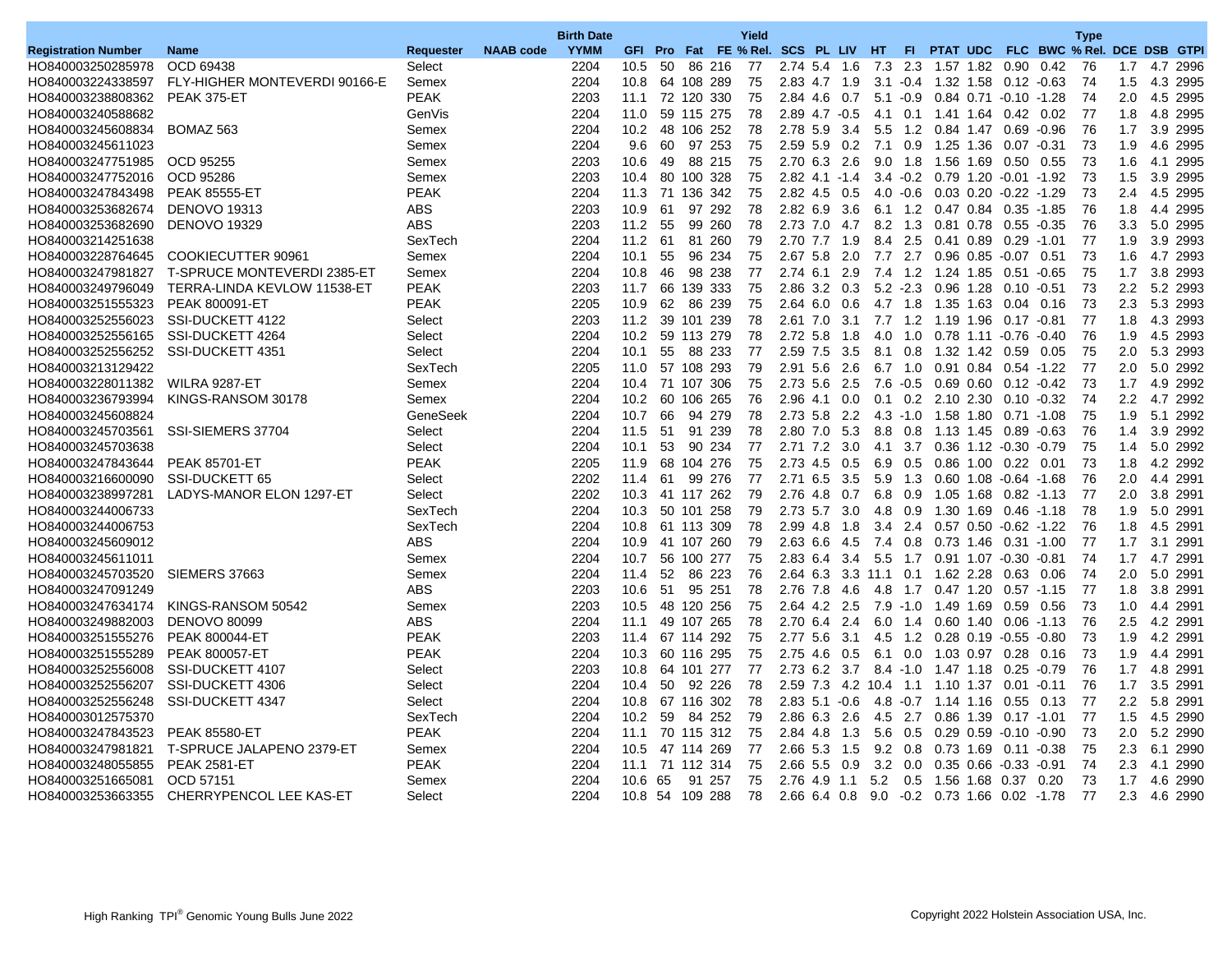| Registration Number | Name | Requester | NAAB code | Birth Date YYMM | GFI | Pro | Fat | FE | Yield % Rel. | SCS | PL | LIV | HT | FI | PTAT | UDC | FLC | BWC | Type % Rel. | DCE | DSB | GTPI |
|---|---|---|---|---|---|---|---|---|---|---|---|---|---|---|---|---|---|---|---|---|---|---|
| HO840003250285978 | OCD 69438 | Select | | 2204 | 10.5 | 50 | 86 | 216 | 77 | 2.74 | 5.4 | 1.6 | 7.3 | 2.3 | 1.57 | 1.82 | 0.90 | 0.42 | 76 | 1.7 | 4.7 | 2996 |
| HO840003224338597 | FLY-HIGHER MONTEVERDI 90166-E | Semex | | 2204 | 10.8 | 64 | 108 | 289 | 75 | 2.83 | 4.7 | 1.9 | 3.1 | -0.4 | 1.32 | 1.58 | 0.12 | -0.63 | 74 | 1.5 | 4.3 | 2995 |
| HO840003238808362 | PEAK 375-ET | PEAK | | 2203 | 11.1 | 72 | 120 | 330 | 75 | 2.84 | 4.6 | 0.7 | 5.1 | -0.9 | 0.84 | 0.71 | -0.10 | -1.28 | 74 | 2.0 | 4.5 | 2995 |
| HO840003240588682 | | GenVis | | 2204 | 11.0 | 59 | 115 | 275 | 78 | 2.89 | 4.7 | -0.5 | 4.1 | 0.1 | 1.41 | 1.64 | 0.42 | 0.02 | 77 | 1.8 | 4.8 | 2995 |
| HO840003245608834 | BOMAZ 563 | Semex | | 2204 | 10.2 | 48 | 106 | 252 | 78 | 2.78 | 5.9 | 3.4 | 5.5 | 1.2 | 0.84 | 1.47 | 0.69 | -0.96 | 76 | 1.7 | 3.9 | 2995 |
| HO840003245611023 | | Semex | | 2204 | 9.6 | 60 | 97 | 253 | 75 | 2.59 | 5.9 | 0.2 | 7.1 | 0.9 | 1.25 | 1.36 | 0.07 | -0.31 | 73 | 1.9 | 4.6 | 2995 |
| HO840003247751985 | OCD 95255 | Semex | | 2203 | 10.6 | 49 | 88 | 215 | 75 | 2.70 | 6.3 | 2.6 | 9.0 | 1.8 | 1.56 | 1.69 | 0.50 | 0.55 | 73 | 1.6 | 4.1 | 2995 |
| HO840003247752016 | OCD 95286 | Semex | | 2203 | 10.4 | 80 | 100 | 328 | 75 | 2.82 | 4.1 | -1.4 | 3.4 | -0.2 | 0.79 | 1.20 | -0.01 | -1.92 | 73 | 1.5 | 3.9 | 2995 |
| HO840003247843498 | PEAK 85555-ET | PEAK | | 2204 | 11.3 | 71 | 136 | 342 | 75 | 2.82 | 4.5 | 0.5 | 4.0 | -0.6 | 0.03 | 0.20 | -0.22 | -1.29 | 73 | 2.4 | 4.5 | 2995 |
| HO840003253682674 | DENOVO 19313 | ABS | | 2203 | 10.9 | 61 | 97 | 292 | 78 | 2.82 | 6.9 | 3.6 | 6.1 | 1.2 | 0.47 | 0.84 | 0.35 | -1.85 | 76 | 1.8 | 4.4 | 2995 |
| HO840003253682690 | DENOVO 19329 | ABS | | 2203 | 11.2 | 55 | 99 | 260 | 78 | 2.73 | 7.0 | 4.7 | 8.2 | 1.3 | 0.81 | 0.78 | 0.55 | -0.35 | 76 | 3.3 | 5.0 | 2995 |
| HO840003214251638 | | SexTech | | 2204 | 11.2 | 61 | 81 | 260 | 79 | 2.70 | 7.7 | 1.9 | 8.4 | 2.5 | 0.41 | 0.89 | 0.29 | -1.01 | 77 | 1.9 | 3.9 | 2993 |
| HO840003228764645 | COOKIECUTTER 90961 | Semex | | 2204 | 10.1 | 55 | 96 | 234 | 75 | 2.67 | 5.8 | 2.0 | 7.7 | 2.7 | 0.96 | 0.85 | -0.07 | 0.51 | 73 | 1.6 | 4.7 | 2993 |
| HO840003247981827 | T-SPRUCE MONTEVERDI 2385-ET | Semex | | 2204 | 10.8 | 46 | 98 | 238 | 77 | 2.74 | 6.1 | 2.9 | 7.4 | 1.2 | 1.24 | 1.85 | 0.51 | -0.65 | 75 | 1.7 | 3.8 | 2993 |
| HO840003249796049 | TERRA-LINDA KEVLOW 11538-ET | PEAK | | 2203 | 11.7 | 66 | 139 | 333 | 75 | 2.86 | 3.2 | 0.3 | 5.2 | -2.3 | 0.96 | 1.28 | 0.10 | -0.51 | 73 | 2.2 | 5.2 | 2993 |
| HO840003251555323 | PEAK 800091-ET | PEAK | | 2205 | 10.9 | 62 | 86 | 239 | 75 | 2.64 | 6.0 | 0.6 | 4.7 | 1.8 | 1.35 | 1.63 | 0.04 | 0.16 | 73 | 2.3 | 5.3 | 2993 |
| HO840003252556023 | SSI-DUCKETT 4122 | Select | | 2203 | 11.2 | 39 | 101 | 239 | 78 | 2.61 | 7.0 | 3.1 | 7.7 | 1.2 | 1.19 | 1.96 | 0.17 | -0.81 | 77 | 1.8 | 4.3 | 2993 |
| HO840003252556165 | SSI-DUCKETT 4264 | Select | | 2204 | 10.2 | 59 | 113 | 279 | 78 | 2.72 | 5.8 | 1.8 | 4.0 | 1.0 | 0.78 | 1.11 | -0.76 | -0.40 | 76 | 1.9 | 4.5 | 2993 |
| HO840003252556252 | SSI-DUCKETT 4351 | Select | | 2204 | 10.1 | 55 | 88 | 233 | 77 | 2.59 | 7.5 | 3.5 | 8.1 | 0.8 | 1.32 | 1.42 | 0.59 | 0.05 | 75 | 2.0 | 5.3 | 2993 |
| HO840003213129422 | | SexTech | | 2205 | 11.0 | 57 | 108 | 293 | 79 | 2.91 | 5.6 | 2.6 | 6.7 | 1.0 | 0.91 | 0.84 | 0.54 | -1.22 | 77 | 2.0 | 5.0 | 2992 |
| HO840003228011382 | WILRA 9287-ET | Semex | | 2204 | 10.4 | 71 | 107 | 306 | 75 | 2.73 | 5.6 | 2.5 | 7.6 | -0.5 | 0.69 | 0.60 | 0.12 | -0.42 | 73 | 1.7 | 4.9 | 2992 |
| HO840003236793994 | KINGS-RANSOM 30178 | Semex | | 2204 | 10.2 | 60 | 106 | 265 | 76 | 2.96 | 4.1 | 0.0 | 0.1 | 0.2 | 2.10 | 2.30 | 0.10 | -0.32 | 74 | 2.2 | 4.7 | 2992 |
| HO840003245608824 | | GeneSeek | | 2204 | 10.7 | 66 | 94 | 279 | 78 | 2.73 | 5.8 | 2.2 | 4.3 | -1.0 | 1.58 | 1.80 | 0.71 | -1.08 | 75 | 1.9 | 5.1 | 2992 |
| HO840003245703561 | SSI-SIEMERS 37704 | Select | | 2204 | 11.5 | 51 | 91 | 239 | 78 | 2.80 | 7.0 | 5.3 | 8.8 | 0.8 | 1.13 | 1.45 | 0.89 | -0.63 | 76 | 1.4 | 3.9 | 2992 |
| HO840003245703638 | | Select | | 2204 | 10.1 | 53 | 90 | 234 | 77 | 2.71 | 7.2 | 3.0 | 4.1 | 3.7 | 0.36 | 1.12 | -0.30 | -0.79 | 75 | 1.4 | 5.0 | 2992 |
| HO840003247843644 | PEAK 85701-ET | PEAK | | 2205 | 11.9 | 68 | 104 | 276 | 75 | 2.73 | 4.5 | 0.5 | 6.9 | 0.5 | 0.86 | 1.00 | 0.22 | 0.01 | 73 | 1.8 | 4.2 | 2992 |
| HO840003216600090 | SSI-DUCKETT 65 | Select | | 2202 | 11.4 | 61 | 99 | 276 | 77 | 2.71 | 6.5 | 3.5 | 5.9 | 1.3 | 0.60 | 1.08 | -0.64 | -1.68 | 76 | 2.0 | 4.4 | 2991 |
| HO840003238997281 | LADYS-MANOR ELON 1297-ET | Select | | 2202 | 10.3 | 41 | 117 | 262 | 79 | 2.76 | 4.8 | 0.7 | 6.8 | 0.9 | 1.05 | 1.68 | 0.82 | -1.13 | 77 | 2.0 | 3.8 | 2991 |
| HO840003244006733 | | SexTech | | 2204 | 10.3 | 50 | 101 | 258 | 79 | 2.73 | 5.7 | 3.0 | 4.8 | 0.9 | 1.30 | 1.69 | 0.46 | -1.18 | 78 | 1.9 | 5.0 | 2991 |
| HO840003244006753 | | SexTech | | 2204 | 10.8 | 61 | 113 | 309 | 78 | 2.99 | 4.8 | 1.8 | 3.4 | 2.4 | 0.57 | 0.50 | -0.62 | -1.22 | 76 | 1.8 | 4.5 | 2991 |
| HO840003245609012 | | ABS | | 2204 | 10.9 | 41 | 107 | 260 | 79 | 2.63 | 6.6 | 4.5 | 7.4 | 0.8 | 0.73 | 1.46 | 0.31 | -1.00 | 77 | 1.7 | 3.1 | 2991 |
| HO840003245611011 | | Semex | | 2204 | 10.7 | 56 | 100 | 277 | 75 | 2.83 | 6.4 | 3.4 | 5.5 | 1.7 | 0.91 | 1.07 | -0.30 | -0.81 | 74 | 1.7 | 4.7 | 2991 |
| HO840003245703520 | SIEMERS 37663 | Semex | | 2204 | 11.4 | 52 | 86 | 223 | 76 | 2.64 | 6.3 | 3.3 | 11.1 | 0.1 | 1.62 | 2.28 | 0.63 | 0.06 | 74 | 2.0 | 5.0 | 2991 |
| HO840003247091249 | | ABS | | 2203 | 10.6 | 51 | 95 | 251 | 78 | 2.76 | 7.8 | 4.6 | 4.8 | 1.7 | 0.47 | 1.20 | 0.57 | -1.15 | 77 | 1.8 | 3.8 | 2991 |
| HO840003247634174 | KINGS-RANSOM 50542 | Semex | | 2203 | 10.5 | 48 | 120 | 256 | 75 | 2.64 | 4.2 | 2.5 | 7.9 | -1.0 | 1.49 | 1.69 | 0.59 | 0.56 | 73 | 1.0 | 4.4 | 2991 |
| HO840003249882003 | DENOVO 80099 | ABS | | 2204 | 11.1 | 49 | 107 | 265 | 78 | 2.70 | 6.4 | 2.4 | 6.0 | 1.4 | 0.60 | 1.40 | 0.06 | -1.13 | 76 | 2.5 | 4.2 | 2991 |
| HO840003251555276 | PEAK 800044-ET | PEAK | | 2203 | 11.4 | 67 | 114 | 292 | 75 | 2.77 | 5.6 | 3.1 | 4.5 | 1.2 | 0.28 | 0.19 | -0.55 | -0.80 | 73 | 1.9 | 4.2 | 2991 |
| HO840003251555289 | PEAK 800057-ET | PEAK | | 2204 | 10.3 | 60 | 116 | 295 | 75 | 2.75 | 4.6 | 0.5 | 6.1 | 0.0 | 1.03 | 0.97 | 0.28 | 0.16 | 73 | 1.9 | 4.4 | 2991 |
| HO840003252556008 | SSI-DUCKETT 4107 | Select | | 2203 | 10.8 | 64 | 101 | 277 | 77 | 2.73 | 6.2 | 3.7 | 8.4 | -1.0 | 1.47 | 1.18 | 0.25 | -0.79 | 76 | 1.7 | 4.8 | 2991 |
| HO840003252556207 | SSI-DUCKETT 4306 | Select | | 2204 | 10.4 | 50 | 92 | 226 | 78 | 2.59 | 7.3 | 4.2 | 10.4 | 1.1 | 1.10 | 1.37 | 0.01 | -0.11 | 76 | 1.7 | 3.5 | 2991 |
| HO840003252556248 | SSI-DUCKETT 4347 | Select | | 2204 | 10.8 | 67 | 116 | 302 | 78 | 2.83 | 5.1 | -0.6 | 4.8 | -0.7 | 1.14 | 1.16 | 0.55 | 0.13 | 77 | 2.2 | 5.8 | 2991 |
| HO840003012575370 | | SexTech | | 2204 | 10.2 | 59 | 84 | 252 | 79 | 2.86 | 6.3 | 2.6 | 4.5 | 2.7 | 0.86 | 1.39 | 0.17 | -1.01 | 77 | 1.5 | 4.5 | 2990 |
| HO840003247843523 | PEAK 85580-ET | PEAK | | 2204 | 11.1 | 70 | 115 | 312 | 75 | 2.84 | 4.8 | 1.3 | 5.6 | 0.5 | 0.29 | 0.59 | -0.10 | -0.90 | 73 | 2.0 | 5.2 | 2990 |
| HO840003247981821 | T-SPRUCE JALAPENO 2379-ET | Semex | | 2204 | 10.5 | 47 | 114 | 269 | 77 | 2.66 | 5.3 | 1.5 | 9.2 | 0.8 | 0.73 | 1.69 | 0.11 | -0.38 | 75 | 2.3 | 6.1 | 2990 |
| HO840003248055855 | PEAK 2581-ET | PEAK | | 2204 | 11.1 | 71 | 112 | 314 | 75 | 2.66 | 5.5 | 0.9 | 3.2 | 0.0 | 0.35 | 0.66 | -0.33 | -0.91 | 74 | 2.3 | 4.1 | 2990 |
| HO840003251665081 | OCD 57151 | Semex | | 2204 | 10.6 | 65 | 91 | 257 | 75 | 2.76 | 4.9 | 1.1 | 5.2 | 0.5 | 1.56 | 1.68 | 0.37 | 0.20 | 73 | 1.7 | 4.6 | 2990 |
| HO840003253663355 | CHERRYPENCOL LEE KAS-ET | Select | | 2204 | 10.8 | 54 | 109 | 288 | 78 | 2.66 | 6.4 | 0.8 | 9.0 | -0.2 | 0.73 | 1.66 | 0.02 | -1.78 | 77 | 2.3 | 4.6 | 2990 |